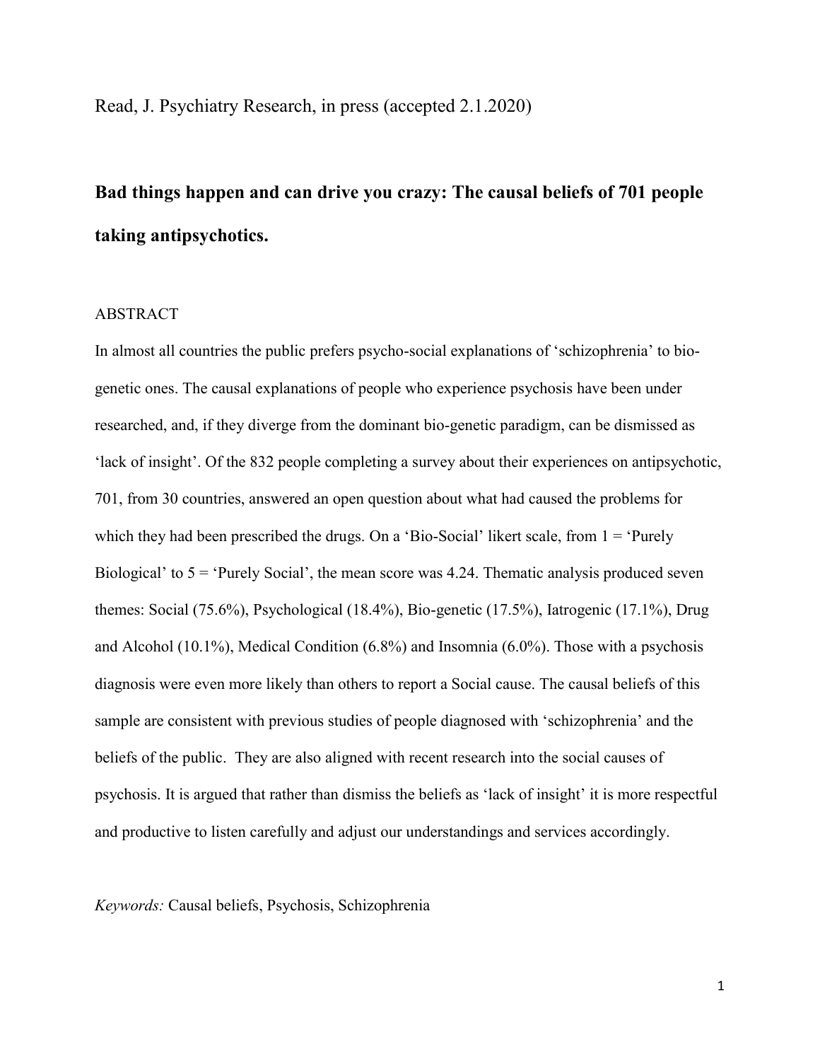Read, J. Psychiatry Research, in press (accepted 2.1.2020)

# Bad things happen and can drive you crazy: The causal beliefs of 701 people taking antipsychotics.

## ABSTRACT

In almost all countries the public prefers psycho-social explanations of 'schizophrenia' to bio-genetic ones. The causal explanations of people who experience psychosis have been under researched, and, if they diverge from the dominant bio-genetic paradigm, can be dismissed as 'lack of insight'. Of the 832 people completing a survey about their experiences on antipsychotic, 701, from 30 countries, answered an open question about what had caused the problems for which they had been prescribed the drugs. On a 'Bio-Social' likert scale, from 1 = 'Purely Biological' to 5 = 'Purely Social', the mean score was 4.24. Thematic analysis produced seven themes: Social (75.6%), Psychological (18.4%), Bio-genetic (17.5%), Iatrogenic (17.1%), Drug and Alcohol (10.1%), Medical Condition (6.8%) and Insomnia (6.0%). Those with a psychosis diagnosis were even more likely than others to report a Social cause. The causal beliefs of this sample are consistent with previous studies of people diagnosed with 'schizophrenia' and the beliefs of the public. They are also aligned with recent research into the social causes of psychosis. It is argued that rather than dismiss the beliefs as 'lack of insight' it is more respectful and productive to listen carefully and adjust our understandings and services accordingly.

*Keywords:* Causal beliefs, Psychosis, Schizophrenia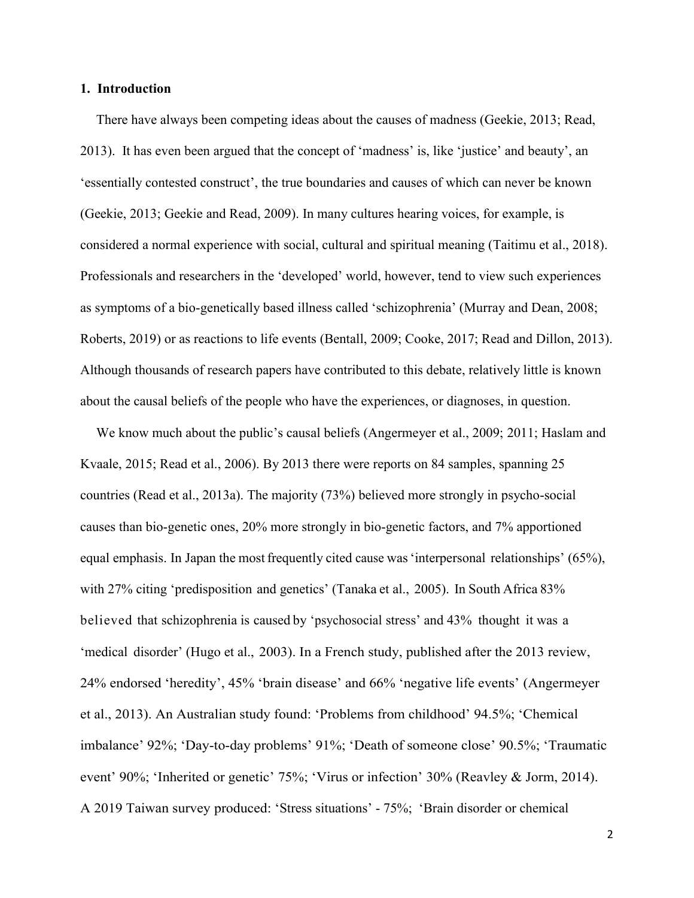## 1. Introduction

There have always been competing ideas about the causes of madness (Geekie, 2013; Read, 2013). It has even been argued that the concept of 'madness' is, like 'justice' and beauty', an 'essentially contested construct', the true boundaries and causes of which can never be known (Geekie, 2013; Geekie and Read, 2009). In many cultures hearing voices, for example, is considered a normal experience with social, cultural and spiritual meaning (Taitimu et al., 2018). Professionals and researchers in the 'developed' world, however, tend to view such experiences as symptoms of a bio-genetically based illness called 'schizophrenia' (Murray and Dean, 2008; Roberts, 2019) or as reactions to life events (Bentall, 2009; Cooke, 2017; Read and Dillon, 2013). Although thousands of research papers have contributed to this debate, relatively little is known about the causal beliefs of the people who have the experiences, or diagnoses, in question.

We know much about the public's causal beliefs (Angermeyer et al., 2009; 2011; Haslam and Kvaale, 2015; Read et al., 2006). By 2013 there were reports on 84 samples, spanning 25 countries (Read et al., 2013a). The majority (73%) believed more strongly in psycho-social causes than bio-genetic ones, 20% more strongly in bio-genetic factors, and 7% apportioned equal emphasis. In Japan the most frequently cited cause was 'interpersonal relationships' (65%), with 27% citing 'predisposition and genetics' (Tanaka et al., 2005). In South Africa 83% believed that schizophrenia is caused by 'psychosocial stress' and 43% thought it was a 'medical disorder' (Hugo et al., 2003). In a French study, published after the 2013 review, 24% endorsed 'heredity', 45% 'brain disease' and 66% 'negative life events' (Angermeyer et al., 2013). An Australian study found: 'Problems from childhood' 94.5%; 'Chemical imbalance' 92%; 'Day-to-day problems' 91%; 'Death of someone close' 90.5%; 'Traumatic event' 90%; 'Inherited or genetic' 75%; 'Virus or infection' 30% (Reavley & Jorm, 2014). A 2019 Taiwan survey produced: 'Stress situations' - 75%; 'Brain disorder or chemical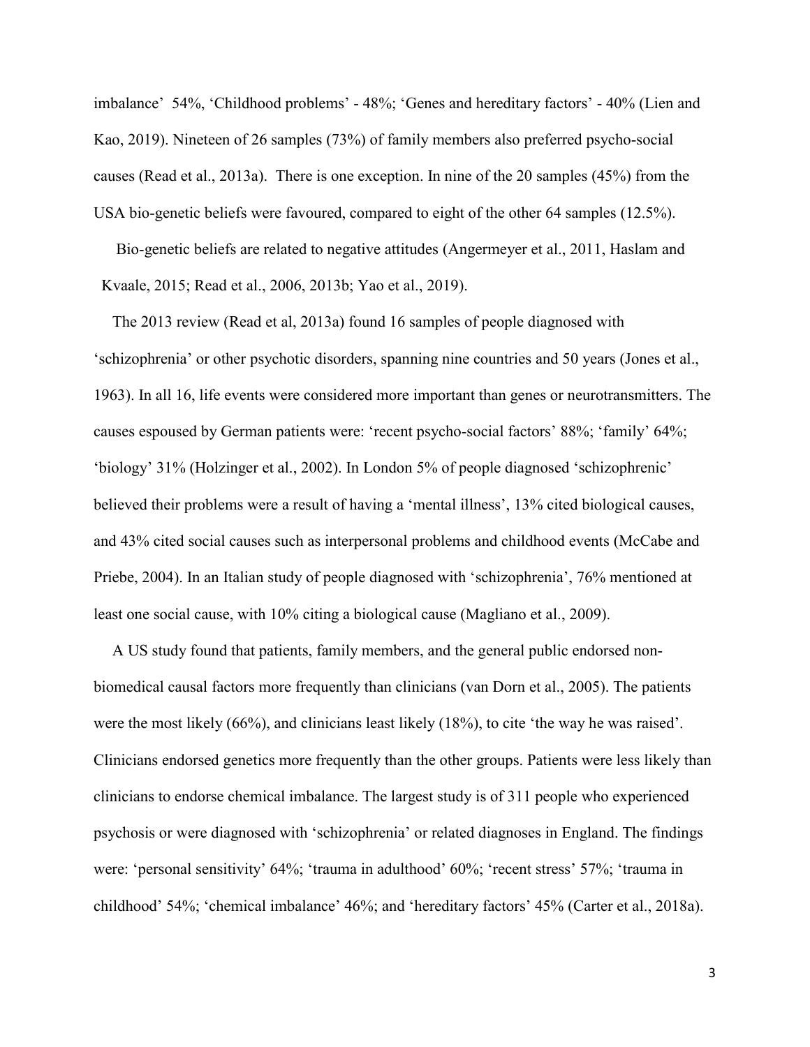imbalance' 54%, 'Childhood problems' - 48%; 'Genes and hereditary factors' - 40% (Lien and Kao, 2019). Nineteen of 26 samples (73%) of family members also preferred psycho-social causes (Read et al., 2013a). There is one exception. In nine of the 20 samples (45%) from the USA bio-genetic beliefs were favoured, compared to eight of the other 64 samples (12.5%).

Bio-genetic beliefs are related to negative attitudes (Angermeyer et al., 2011, Haslam and Kvaale, 2015; Read et al., 2006, 2013b; Yao et al., 2019).

The 2013 review (Read et al, 2013a) found 16 samples of people diagnosed with 'schizophrenia' or other psychotic disorders, spanning nine countries and 50 years (Jones et al., 1963). In all 16, life events were considered more important than genes or neurotransmitters. The causes espoused by German patients were: 'recent psycho-social factors' 88%; 'family' 64%; 'biology' 31% (Holzinger et al., 2002). In London 5% of people diagnosed 'schizophrenic' believed their problems were a result of having a 'mental illness', 13% cited biological causes, and 43% cited social causes such as interpersonal problems and childhood events (McCabe and Priebe, 2004). In an Italian study of people diagnosed with 'schizophrenia', 76% mentioned at least one social cause, with 10% citing a biological cause (Magliano et al., 2009).

A US study found that patients, family members, and the general public endorsed non-biomedical causal factors more frequently than clinicians (van Dorn et al., 2005). The patients were the most likely (66%), and clinicians least likely (18%), to cite 'the way he was raised'. Clinicians endorsed genetics more frequently than the other groups. Patients were less likely than clinicians to endorse chemical imbalance. The largest study is of 311 people who experienced psychosis or were diagnosed with 'schizophrenia' or related diagnoses in England. The findings were: 'personal sensitivity' 64%; 'trauma in adulthood' 60%; 'recent stress' 57%; 'trauma in childhood' 54%; 'chemical imbalance' 46%; and 'hereditary factors' 45% (Carter et al., 2018a).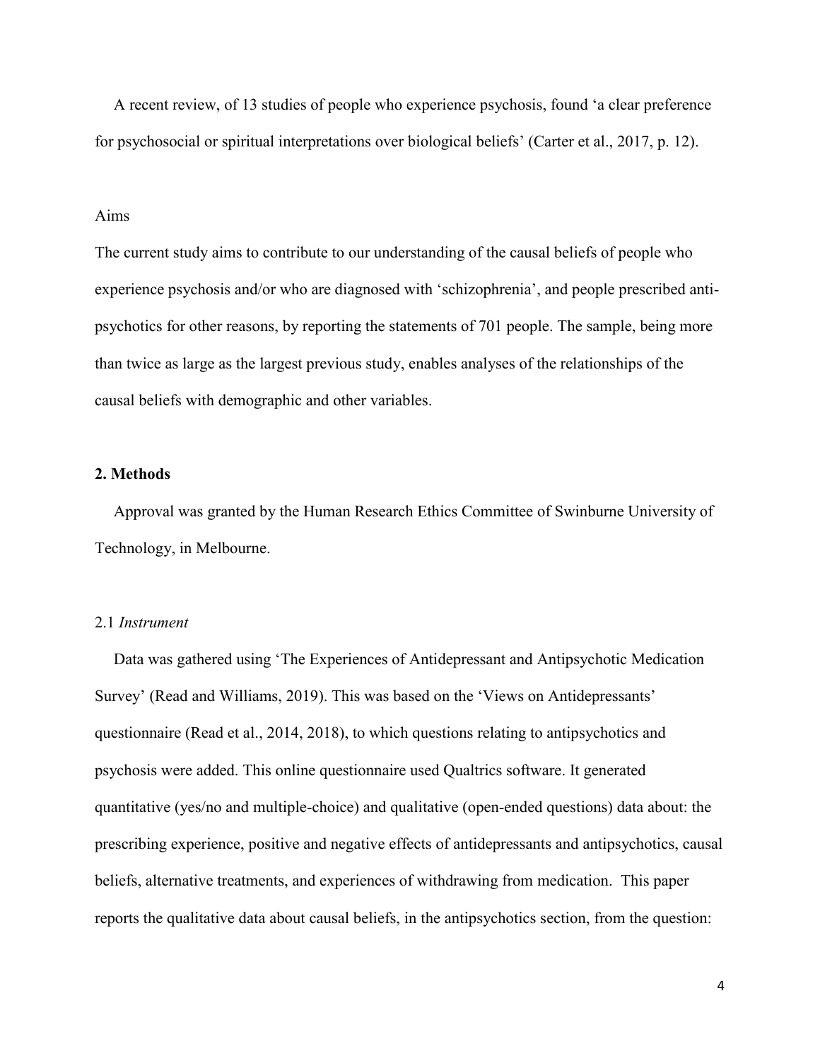A recent review, of 13 studies of people who experience psychosis, found 'a clear preference for psychosocial or spiritual interpretations over biological beliefs' (Carter et al., 2017, p. 12).

### Aims

The current study aims to contribute to our understanding of the causal beliefs of people who experience psychosis and/or who are diagnosed with 'schizophrenia', and people prescribed anti-psychotics for other reasons, by reporting the statements of 701 people. The sample, being more than twice as large as the largest previous study, enables analyses of the relationships of the causal beliefs with demographic and other variables.

## 2. Methods

Approval was granted by the Human Research Ethics Committee of Swinburne University of Technology, in Melbourne.

### 2.1 *Instrument*

Data was gathered using 'The Experiences of Antidepressant and Antipsychotic Medication Survey' (Read and Williams, 2019). This was based on the 'Views on Antidepressants' questionnaire (Read et al., 2014, 2018), to which questions relating to antipsychotics and psychosis were added. This online questionnaire used Qualtrics software. It generated quantitative (yes/no and multiple-choice) and qualitative (open-ended questions) data about: the prescribing experience, positive and negative effects of antidepressants and antipsychotics, causal beliefs, alternative treatments, and experiences of withdrawing from medication. This paper reports the qualitative data about causal beliefs, in the antipsychotics section, from the question: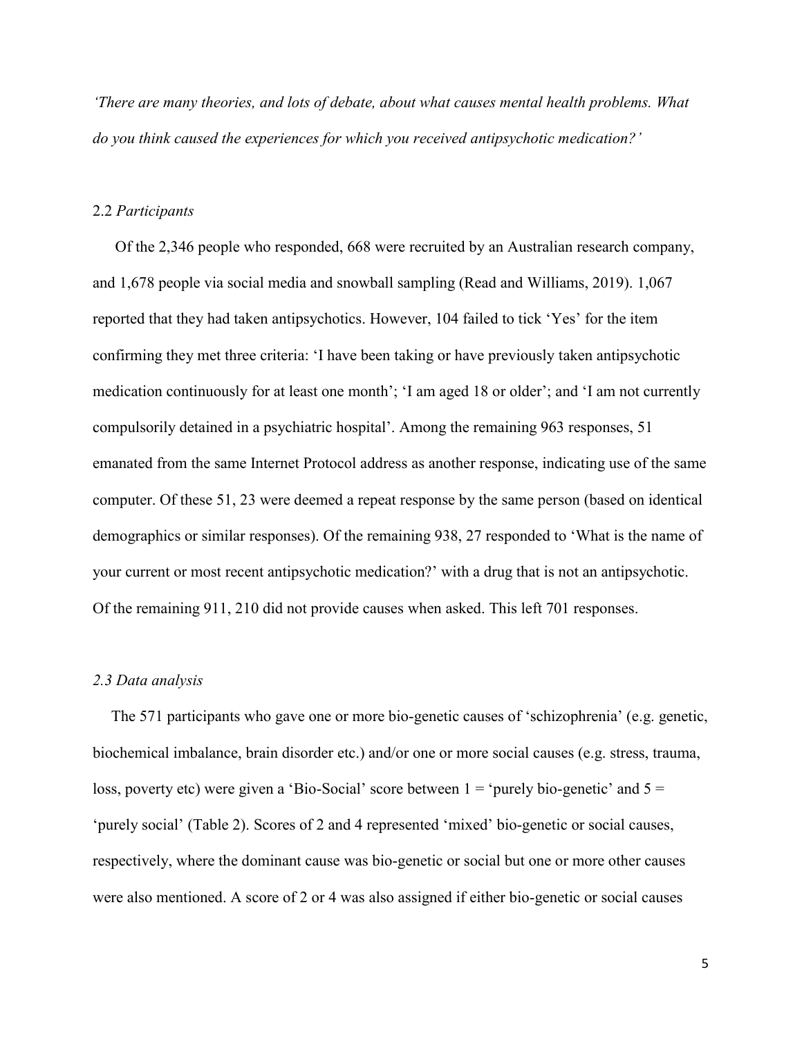*'There are many theories, and lots of debate, about what causes mental health problems. What do you think caused the experiences for which you received antipsychotic medication?'*

## 2.2 *Participants*

Of the 2,346 people who responded, 668 were recruited by an Australian research company, and 1,678 people via social media and snowball sampling (Read and Williams, 2019). 1,067 reported that they had taken antipsychotics. However, 104 failed to tick 'Yes' for the item confirming they met three criteria: 'I have been taking or have previously taken antipsychotic medication continuously for at least one month'; 'I am aged 18 or older'; and 'I am not currently compulsorily detained in a psychiatric hospital'. Among the remaining 963 responses, 51 emanated from the same Internet Protocol address as another response, indicating use of the same computer. Of these 51, 23 were deemed a repeat response by the same person (based on identical demographics or similar responses). Of the remaining 938, 27 responded to 'What is the name of your current or most recent antipsychotic medication?' with a drug that is not an antipsychotic. Of the remaining 911, 210 did not provide causes when asked. This left 701 responses.

## *2.3 Data analysis*

The 571 participants who gave one or more bio-genetic causes of 'schizophrenia' (e.g. genetic, biochemical imbalance, brain disorder etc.) and/or one or more social causes (e.g. stress, trauma, loss, poverty etc) were given a 'Bio-Social' score between 1 = 'purely bio-genetic' and 5 = 'purely social' (Table 2). Scores of 2 and 4 represented 'mixed' bio-genetic or social causes, respectively, where the dominant cause was bio-genetic or social but one or more other causes were also mentioned. A score of 2 or 4 was also assigned if either bio-genetic or social causes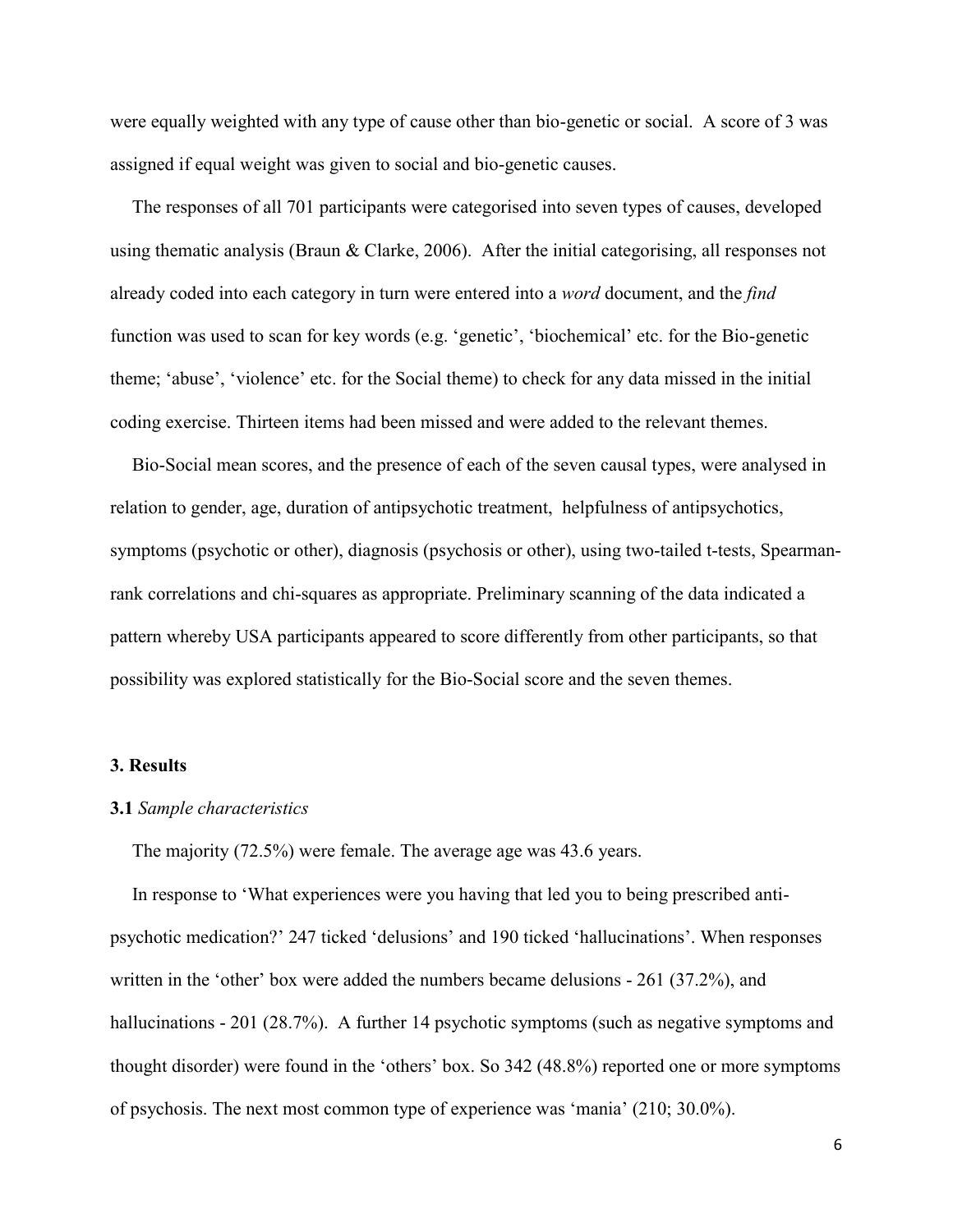were equally weighted with any type of cause other than bio-genetic or social. A score of 3 was assigned if equal weight was given to social and bio-genetic causes.

The responses of all 701 participants were categorised into seven types of causes, developed using thematic analysis (Braun & Clarke, 2006). After the initial categorising, all responses not already coded into each category in turn were entered into a *word* document, and the *find* function was used to scan for key words (e.g. 'genetic', 'biochemical' etc. for the Bio-genetic theme; 'abuse', 'violence' etc. for the Social theme) to check for any data missed in the initial coding exercise. Thirteen items had been missed and were added to the relevant themes.

Bio-Social mean scores, and the presence of each of the seven causal types, were analysed in relation to gender, age, duration of antipsychotic treatment, helpfulness of antipsychotics, symptoms (psychotic or other), diagnosis (psychosis or other), using two-tailed t-tests, Spearman-rank correlations and chi-squares as appropriate. Preliminary scanning of the data indicated a pattern whereby USA participants appeared to score differently from other participants, so that possibility was explored statistically for the Bio-Social score and the seven themes.

## 3. Results

### 3.1 *Sample characteristics*

The majority (72.5%) were female. The average age was 43.6 years.

In response to 'What experiences were you having that led you to being prescribed anti-psychotic medication?' 247 ticked 'delusions' and 190 ticked 'hallucinations'. When responses written in the 'other' box were added the numbers became delusions - 261 (37.2%), and hallucinations - 201 (28.7%). A further 14 psychotic symptoms (such as negative symptoms and thought disorder) were found in the 'others' box. So 342 (48.8%) reported one or more symptoms of psychosis. The next most common type of experience was 'mania' (210; 30.0%).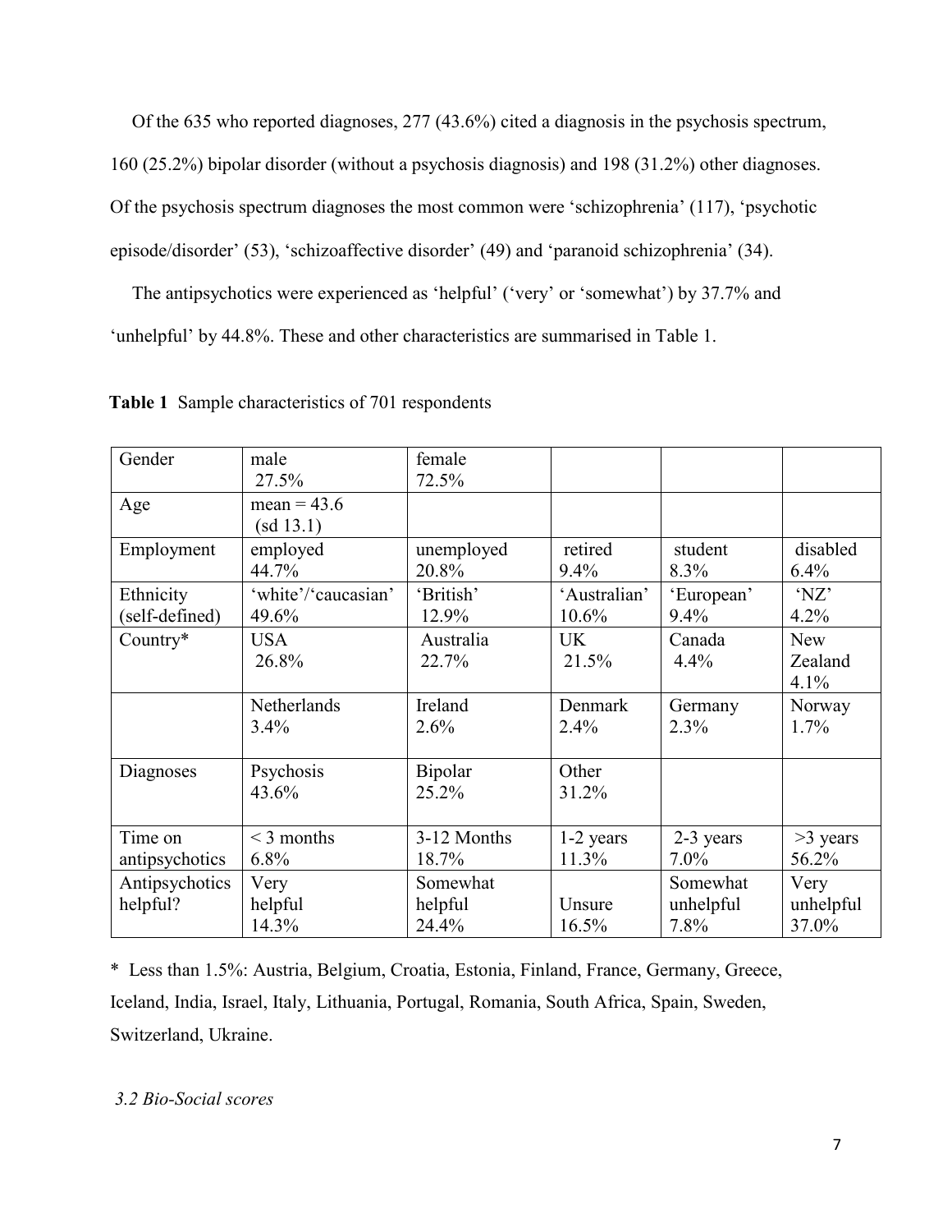Of the 635 who reported diagnoses, 277 (43.6%) cited a diagnosis in the psychosis spectrum, 160 (25.2%) bipolar disorder (without a psychosis diagnosis) and 198 (31.2%) other diagnoses. Of the psychosis spectrum diagnoses the most common were 'schizophrenia' (117), 'psychotic episode/disorder' (53), 'schizoaffective disorder' (49) and 'paranoid schizophrenia' (34).

The antipsychotics were experienced as 'helpful' ('very' or 'somewhat') by 37.7% and 'unhelpful' by 44.8%. These and other characteristics are summarised in Table 1.

**Table 1** Sample characteristics of 701 respondents

| | | | | | |
|---|---|---|---|---|---|
| Gender | male 27.5% | female 72.5% | | | |
| Age | mean = 43.6 (sd 13.1) | | | | |
| Employment | employed 44.7% | unemployed 20.8% | retired 9.4% | student 8.3% | disabled 6.4% |
| Ethnicity (self-defined) | 'white'/'caucasian' 49.6% | 'British' 12.9% | 'Australian' 10.6% | 'European' 9.4% | 'NZ' 4.2% |
| Country* | USA 26.8% | Australia 22.7% | UK 21.5% | Canada 4.4% | New Zealand 4.1% |
| | Netherlands 3.4% | Ireland 2.6% | Denmark 2.4% | Germany 2.3% | Norway 1.7% |
| Diagnoses | Psychosis 43.6% | Bipolar 25.2% | Other 31.2% | | |
| Time on antipsychotics | < 3 months 6.8% | 3-12 Months 18.7% | 1-2 years 11.3% | 2-3 years 7.0% | >3 years 56.2% |
| Antipsychotics helpful? | Very helpful 14.3% | Somewhat helpful 24.4% | Unsure 16.5% | Somewhat unhelpful 7.8% | Very unhelpful 37.0% |

* Less than 1.5%: Austria, Belgium, Croatia, Estonia, Finland, France, Germany, Greece, Iceland, India, Israel, Italy, Lithuania, Portugal, Romania, South Africa, Spain, Sweden, Switzerland, Ukraine.

*3.2 Bio-Social scores*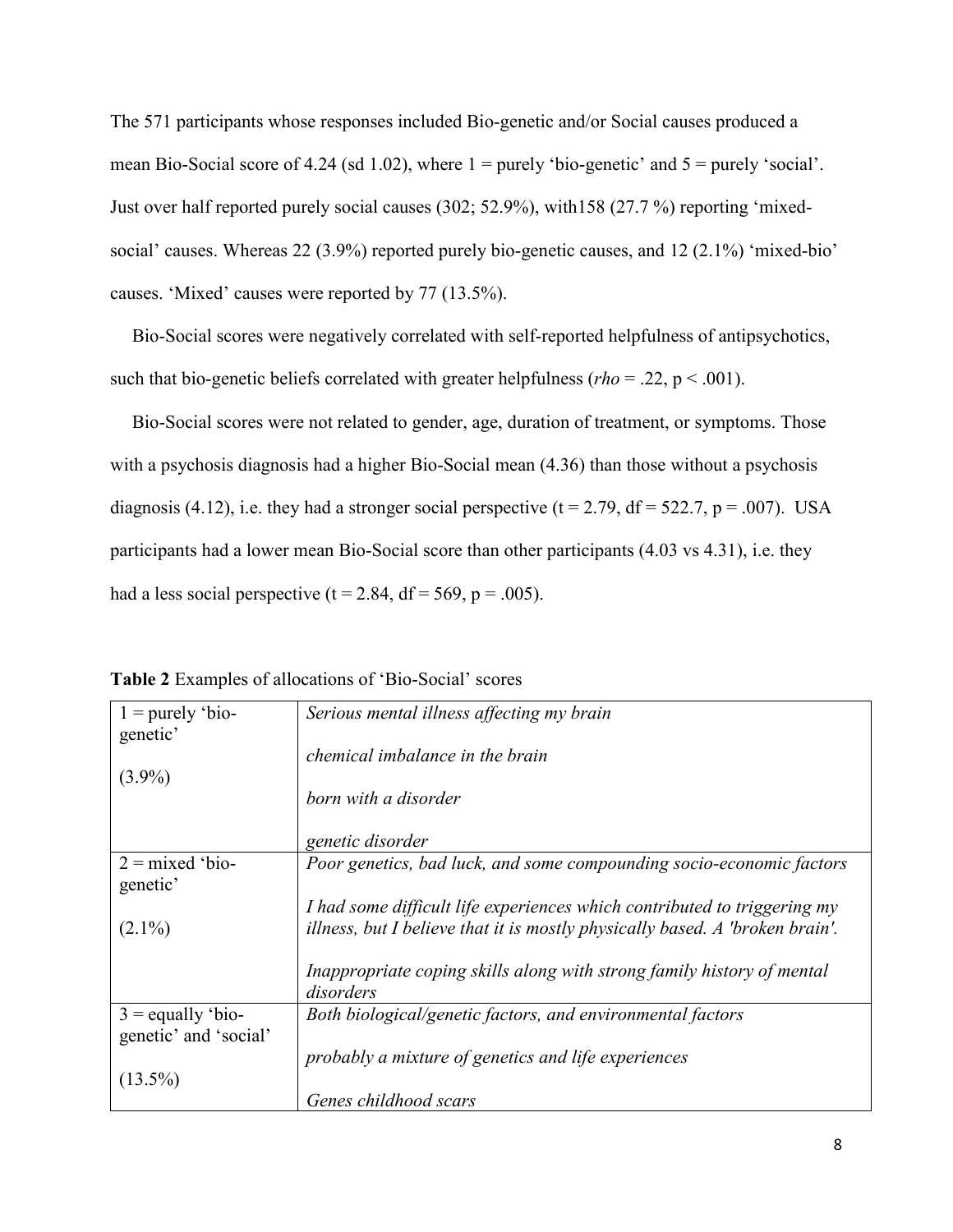The 571 participants whose responses included Bio-genetic and/or Social causes produced a mean Bio-Social score of 4.24 (sd 1.02), where 1 = purely 'bio-genetic' and 5 = purely 'social'. Just over half reported purely social causes (302; 52.9%), with158 (27.7 %) reporting 'mixed-social' causes. Whereas 22 (3.9%) reported purely bio-genetic causes, and 12 (2.1%) 'mixed-bio' causes. 'Mixed' causes were reported by 77 (13.5%).

Bio-Social scores were negatively correlated with self-reported helpfulness of antipsychotics, such that bio-genetic beliefs correlated with greater helpfulness (*rho* = .22, $p < .001$).

Bio-Social scores were not related to gender, age, duration of treatment, or symptoms. Those with a psychosis diagnosis had a higher Bio-Social mean (4.36) than those without a psychosis diagnosis (4.12), i.e. they had a stronger social perspective ($t = 2.79$, $df = 522.7$, $p = .007$). USA participants had a lower mean Bio-Social score than other participants (4.03 vs 4.31), i.e. they had a less social perspective ($t = 2.84$, $df = 569$, $p = .005$).

**Table 2** Examples of allocations of 'Bio-Social' scores

| | |
|---|---|
| 1 = purely 'bio-genetic' (3.9%) | *Serious mental illness affecting my brain*<br>*chemical imbalance in the brain*<br>*born with a disorder*<br>*genetic disorder* |
| 2 = mixed 'bio-genetic' (2.1%) | *Poor genetics, bad luck, and some compounding socio-economic factors*<br>*I had some difficult life experiences which contributed to triggering my illness, but I believe that it is mostly physically based. A 'broken brain'.*<br>*Inappropriate coping skills along with strong family history of mental disorders* |
| 3 = equally 'bio-genetic' and 'social' (13.5%) | *Both biological/genetic factors, and environmental factors*<br>*probably a mixture of genetics and life experiences*<br>*Genes childhood scars* |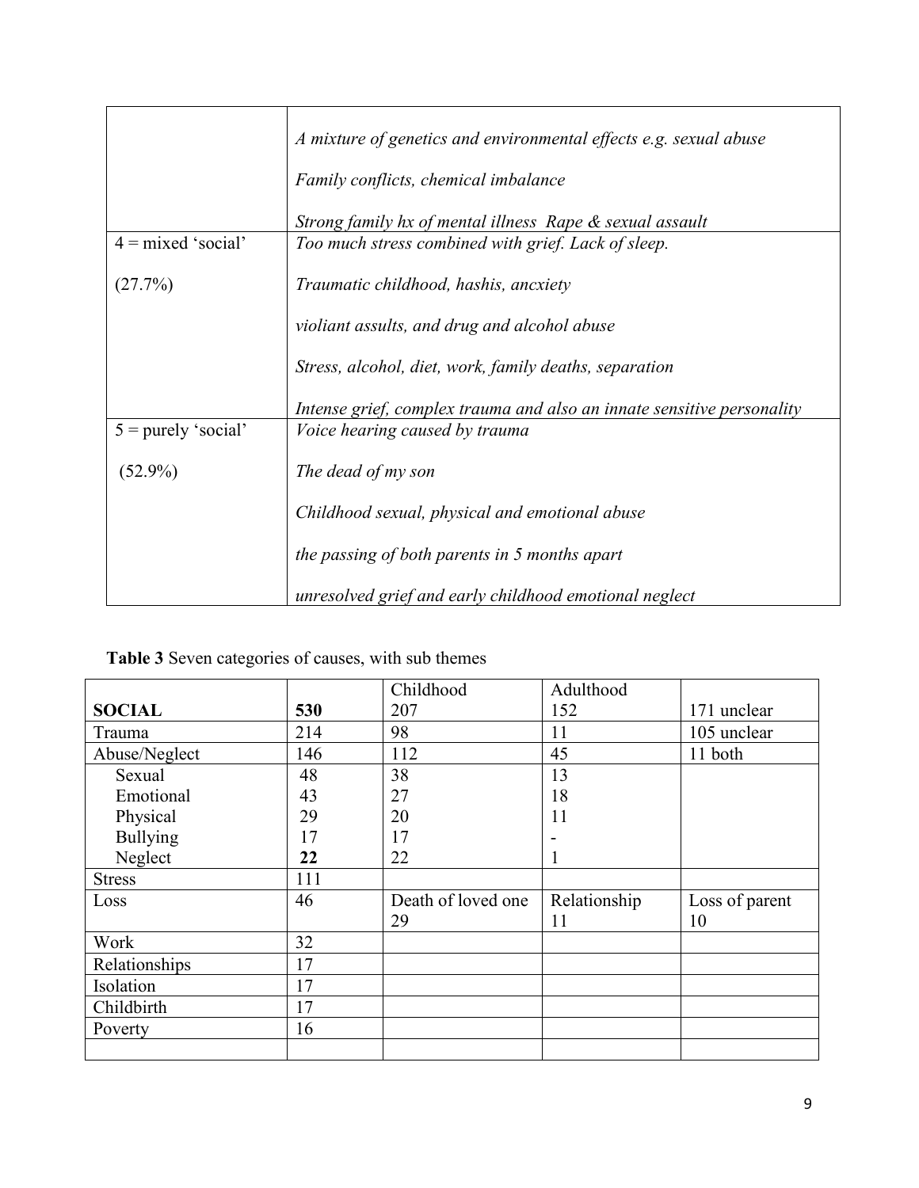| | |
|---|---|
| | *A mixture of genetics and environmental effects e.g. sexual abuse*<br><br>*Family conflicts, chemical imbalance*<br><br>*Strong family hx of mental illness Rape & sexual assault* |
| 4 = mixed 'social'<br><br>(27.7%) | *Too much stress combined with grief. Lack of sleep.*<br><br>*Traumatic childhood, hashis, ancxiety*<br><br>*violiant assults, and drug and alcohol abuse*<br><br>*Stress, alcohol, diet, work, family deaths, separation*<br><br>*Intense grief, complex trauma and also an innate sensitive personality* |
| 5 = purely 'social'<br><br>(52.9%) | *Voice hearing caused by trauma*<br><br>*The dead of my son*<br><br>*Childhood sexual, physical and emotional abuse*<br><br>*the passing of both parents in 5 months apart*<br><br>*unresolved grief and early childhood emotional neglect* |

**Table 3** Seven categories of causes, with sub themes

| | | | | |
|---|---|---|---|---|
| **SOCIAL** | **530** | Childhood<br>207 | Adulthood<br>152 | 171 unclear |
| Trauma | 214 | 98 | 11 | 105 unclear |
| Abuse/Neglect | 146 | 112 | 45 | 11 both |
| Sexual | 48 | 38 | 13 | |
| Emotional | 43 | 27 | 18 | |
| Physical | 29 | 20 | 11 | |
| Bullying | 17 | 17 | - | |
| Neglect | **22** | 22 | 1 | |
| Stress | 111 | | | |
| Loss | 46 | Death of loved one<br>29 | Relationship<br>11 | Loss of parent<br>10 |
| Work | 32 | | | |
| Relationships | 17 | | | |
| Isolation | 17 | | | |
| Childbirth | 17 | | | |
| Poverty | 16 | | | |
| | | | | |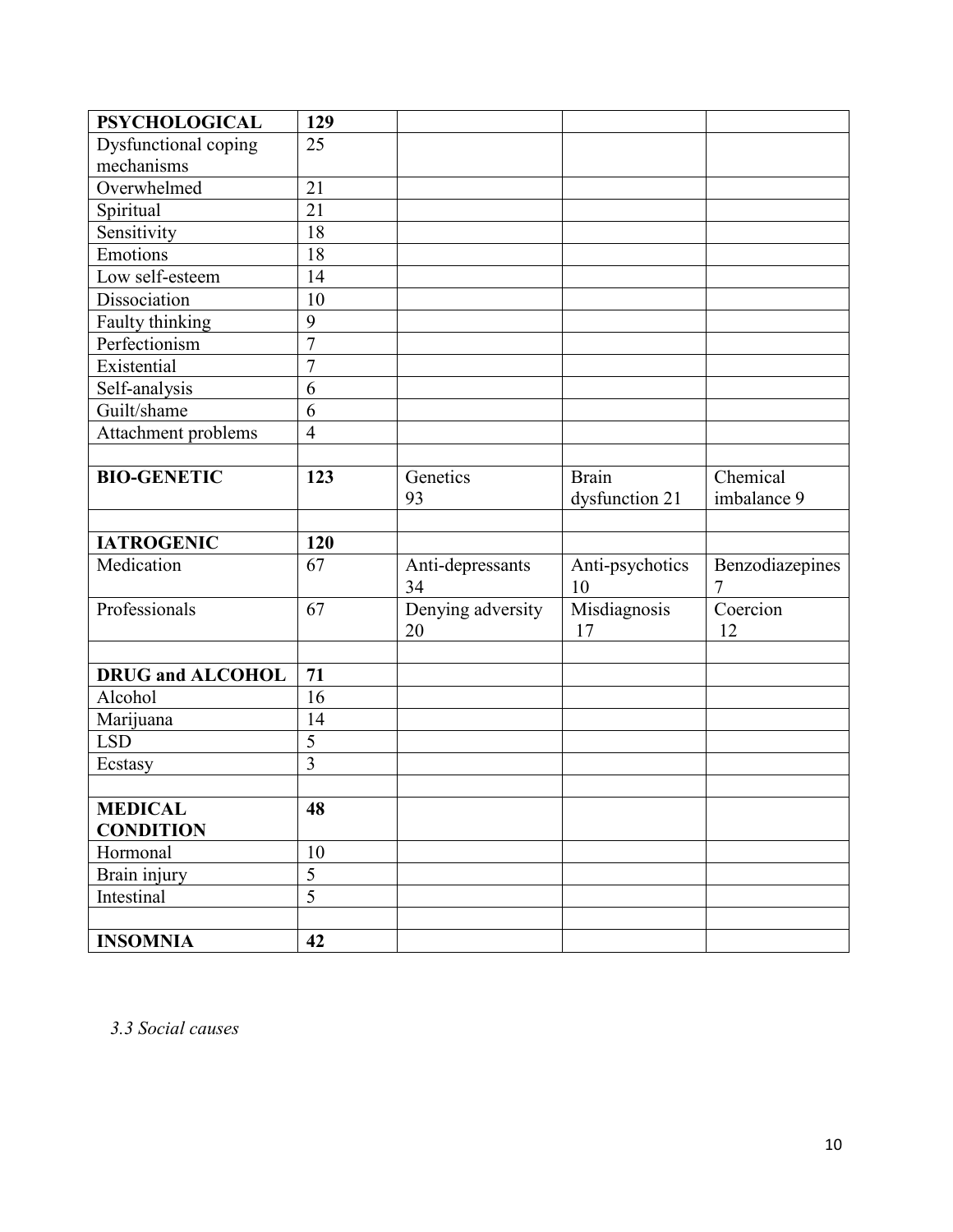| **PSYCHOLOGICAL** | **129** | | | |
|---|---|---|---|---|
| Dysfunctional coping mechanisms | 25 | | | |
| Overwhelmed | 21 | | | |
| Spiritual | 21 | | | |
| Sensitivity | 18 | | | |
| Emotions | 18 | | | |
| Low self-esteem | 14 | | | |
| Dissociation | 10 | | | |
| Faulty thinking | 9 | | | |
| Perfectionism | 7 | | | |
| Existential | 7 | | | |
| Self-analysis | 6 | | | |
| Guilt/shame | 6 | | | |
| Attachment problems | 4 | | | |
| | | | | |
| **BIO-GENETIC** | **123** | Genetics 93 | Brain dysfunction 21 | Chemical imbalance 9 |
| | | | | |
| **IATROGENIC** | **120** | | | |
| Medication | 67 | Anti-depressants 34 | Anti-psychotics 10 | Benzodiazepines 7 |
| Professionals | 67 | Denying adversity 20 | Misdiagnosis 17 | Coercion 12 |
| | | | | |
| **DRUG and ALCOHOL** | **71** | | | |
| Alcohol | 16 | | | |
| Marijuana | 14 | | | |
| LSD | 5 | | | |
| Ecstasy | 3 | | | |
| | | | | |
| **MEDICAL CONDITION** | **48** | | | |
| Hormonal | 10 | | | |
| Brain injury | 5 | | | |
| Intestinal | 5 | | | |
| | | | | |
| **INSOMNIA** | **42** | | | |

### *3.3 Social causes*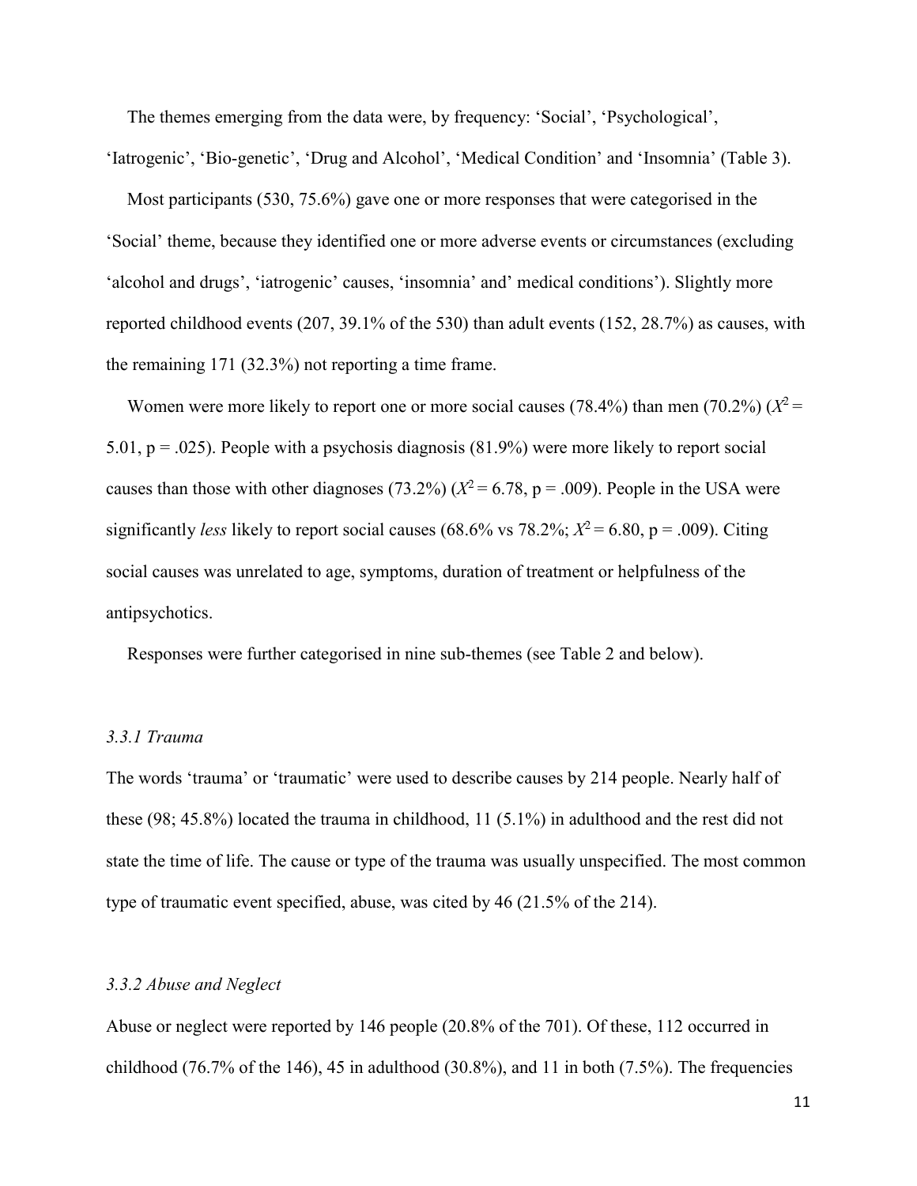The themes emerging from the data were, by frequency: 'Social', 'Psychological', 'Iatrogenic', 'Bio-genetic', 'Drug and Alcohol', 'Medical Condition' and 'Insomnia' (Table 3).

Most participants (530, 75.6%) gave one or more responses that were categorised in the 'Social' theme, because they identified one or more adverse events or circumstances (excluding 'alcohol and drugs', 'iatrogenic' causes, 'insomnia' and' medical conditions'). Slightly more reported childhood events (207, 39.1% of the 530) than adult events (152, 28.7%) as causes, with the remaining 171 (32.3%) not reporting a time frame.

Women were more likely to report one or more social causes (78.4%) than men (70.2%) ($X^2$ = 5.01, p = .025). People with a psychosis diagnosis (81.9%) were more likely to report social causes than those with other diagnoses (73.2%) ($X^2$ = 6.78, p = .009). People in the USA were significantly *less* likely to report social causes (68.6% vs 78.2%; $X^2$ = 6.80, p = .009). Citing social causes was unrelated to age, symptoms, duration of treatment or helpfulness of the antipsychotics.

Responses were further categorised in nine sub-themes (see Table 2 and below).

### *3.3.1 Trauma*

The words 'trauma' or 'traumatic' were used to describe causes by 214 people. Nearly half of these (98; 45.8%) located the trauma in childhood, 11 (5.1%) in adulthood and the rest did not state the time of life. The cause or type of the trauma was usually unspecified. The most common type of traumatic event specified, abuse, was cited by 46 (21.5% of the 214).

### *3.3.2 Abuse and Neglect*

Abuse or neglect were reported by 146 people (20.8% of the 701). Of these, 112 occurred in childhood (76.7% of the 146), 45 in adulthood (30.8%), and 11 in both (7.5%). The frequencies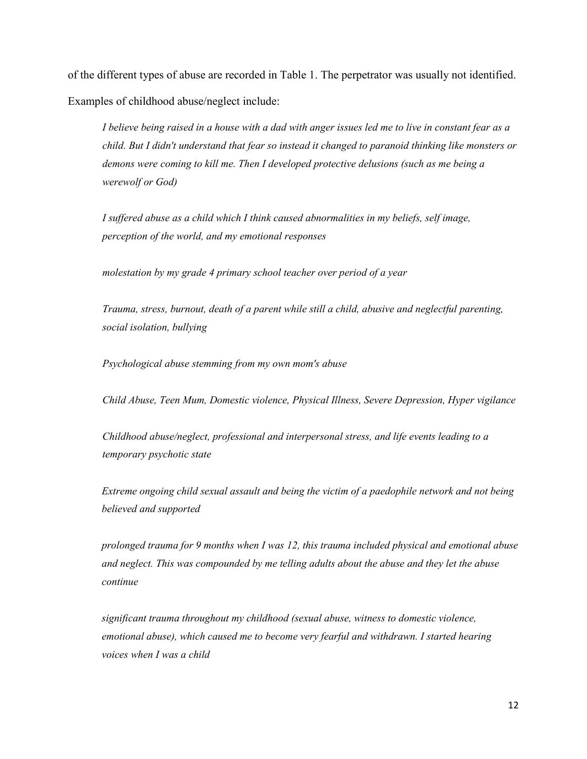of the different types of abuse are recorded in Table 1. The perpetrator was usually not identified. Examples of childhood abuse/neglect include:

> *I believe being raised in a house with a dad with anger issues led me to live in constant fear as a child. But I didn't understand that fear so instead it changed to paranoid thinking like monsters or demons were coming to kill me. Then I developed protective delusions (such as me being a werewolf or God)*

> *I suffered abuse as a child which I think caused abnormalities in my beliefs, self image, perception of the world, and my emotional responses*

> *molestation by my grade 4 primary school teacher over period of a year*

> *Trauma, stress, burnout, death of a parent while still a child, abusive and neglectful parenting, social isolation, bullying*

> *Psychological abuse stemming from my own mom's abuse*

> *Child Abuse, Teen Mum, Domestic violence, Physical Illness, Severe Depression, Hyper vigilance*

> *Childhood abuse/neglect, professional and interpersonal stress, and life events leading to a temporary psychotic state*

> *Extreme ongoing child sexual assault and being the victim of a paedophile network and not being believed and supported*

> *prolonged trauma for 9 months when I was 12, this trauma included physical and emotional abuse and neglect. This was compounded by me telling adults about the abuse and they let the abuse continue*

> *significant trauma throughout my childhood (sexual abuse, witness to domestic violence, emotional abuse), which caused me to become very fearful and withdrawn. I started hearing voices when I was a child*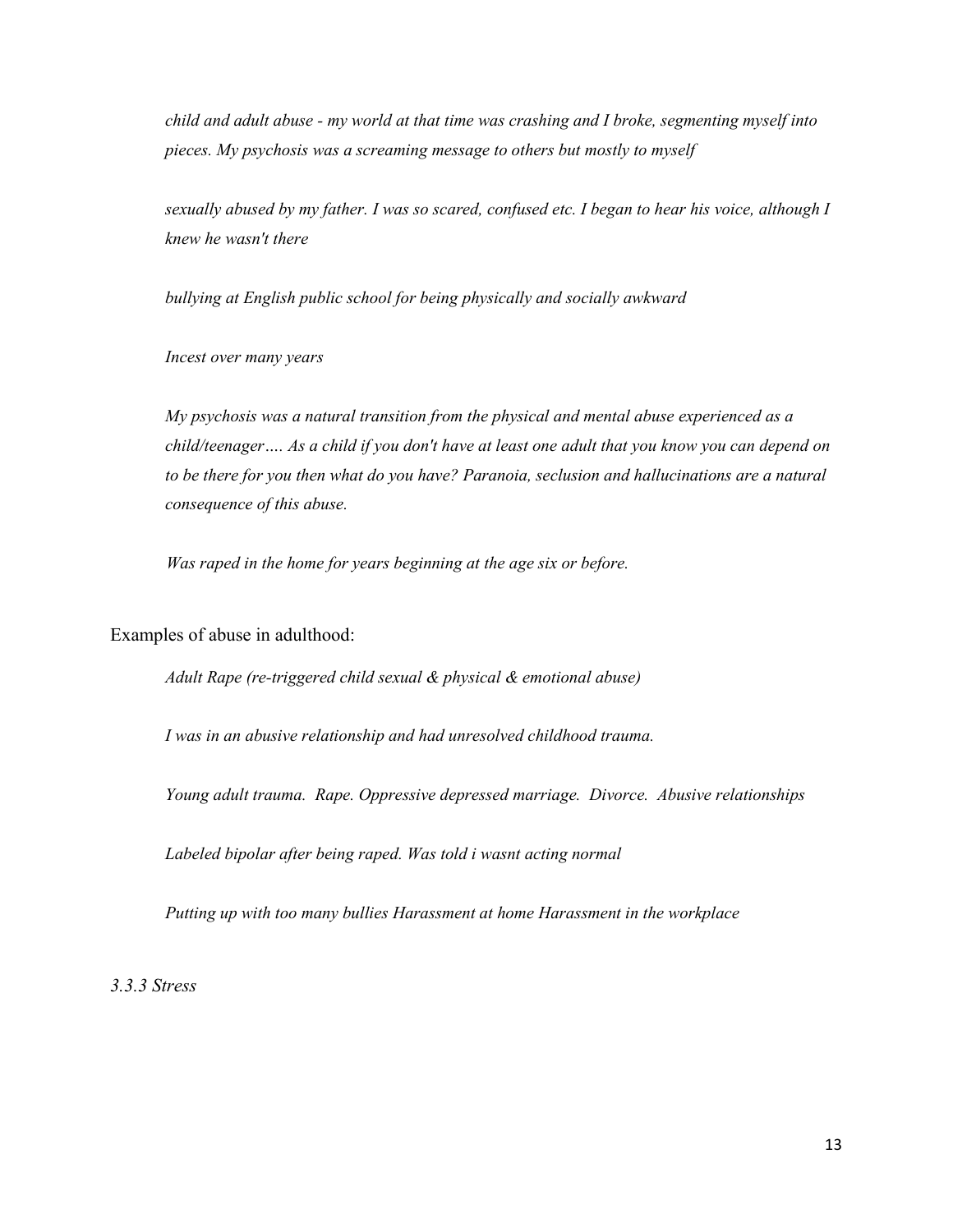*child and adult abuse - my world at that time was crashing and I broke, segmenting myself into pieces. My psychosis was a screaming message to others but mostly to myself*

*sexually abused by my father. I was so scared, confused etc. I began to hear his voice, although I knew he wasn't there*

*bullying at English public school for being physically and socially awkward*

*Incest over many years*

*My psychosis was a natural transition from the physical and mental abuse experienced as a child/teenager…. As a child if you don't have at least one adult that you know you can depend on to be there for you then what do you have? Paranoia, seclusion and hallucinations are a natural consequence of this abuse.*

*Was raped in the home for years beginning at the age six or before.*

Examples of abuse in adulthood:

*Adult Rape (re-triggered child sexual & physical & emotional abuse)*

*I was in an abusive relationship and had unresolved childhood trauma.*

*Young adult trauma. Rape. Oppressive depressed marriage. Divorce. Abusive relationships*

*Labeled bipolar after being raped. Was told i wasnt acting normal*

*Putting up with too many bullies Harassment at home Harassment in the workplace*

### *3.3.3 Stress*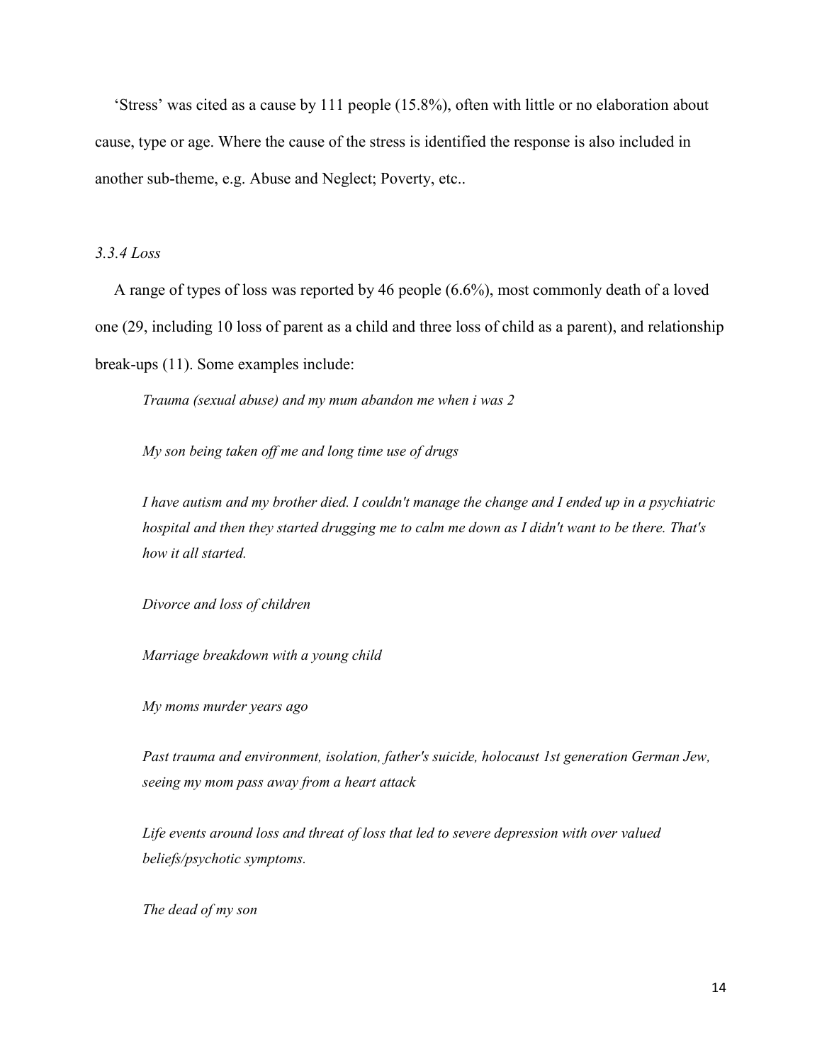'Stress' was cited as a cause by 111 people (15.8%), often with little or no elaboration about cause, type or age. Where the cause of the stress is identified the response is also included in another sub-theme, e.g. Abuse and Neglect; Poverty, etc..

### *3.3.4 Loss*

A range of types of loss was reported by 46 people (6.6%), most commonly death of a loved one (29, including 10 loss of parent as a child and three loss of child as a parent), and relationship break-ups (11). Some examples include:

> *Trauma (sexual abuse) and my mum abandon me when i was 2*
>
> *My son being taken off me and long time use of drugs*
>
> *I have autism and my brother died. I couldn't manage the change and I ended up in a psychiatric hospital and then they started drugging me to calm me down as I didn't want to be there. That's how it all started.*
>
> *Divorce and loss of children*
>
> *Marriage breakdown with a young child*
>
> *My moms murder years ago*
>
> *Past trauma and environment, isolation, father's suicide, holocaust 1st generation German Jew, seeing my mom pass away from a heart attack*
>
> *Life events around loss and threat of loss that led to severe depression with over valued beliefs/psychotic symptoms.*
>
> *The dead of my son*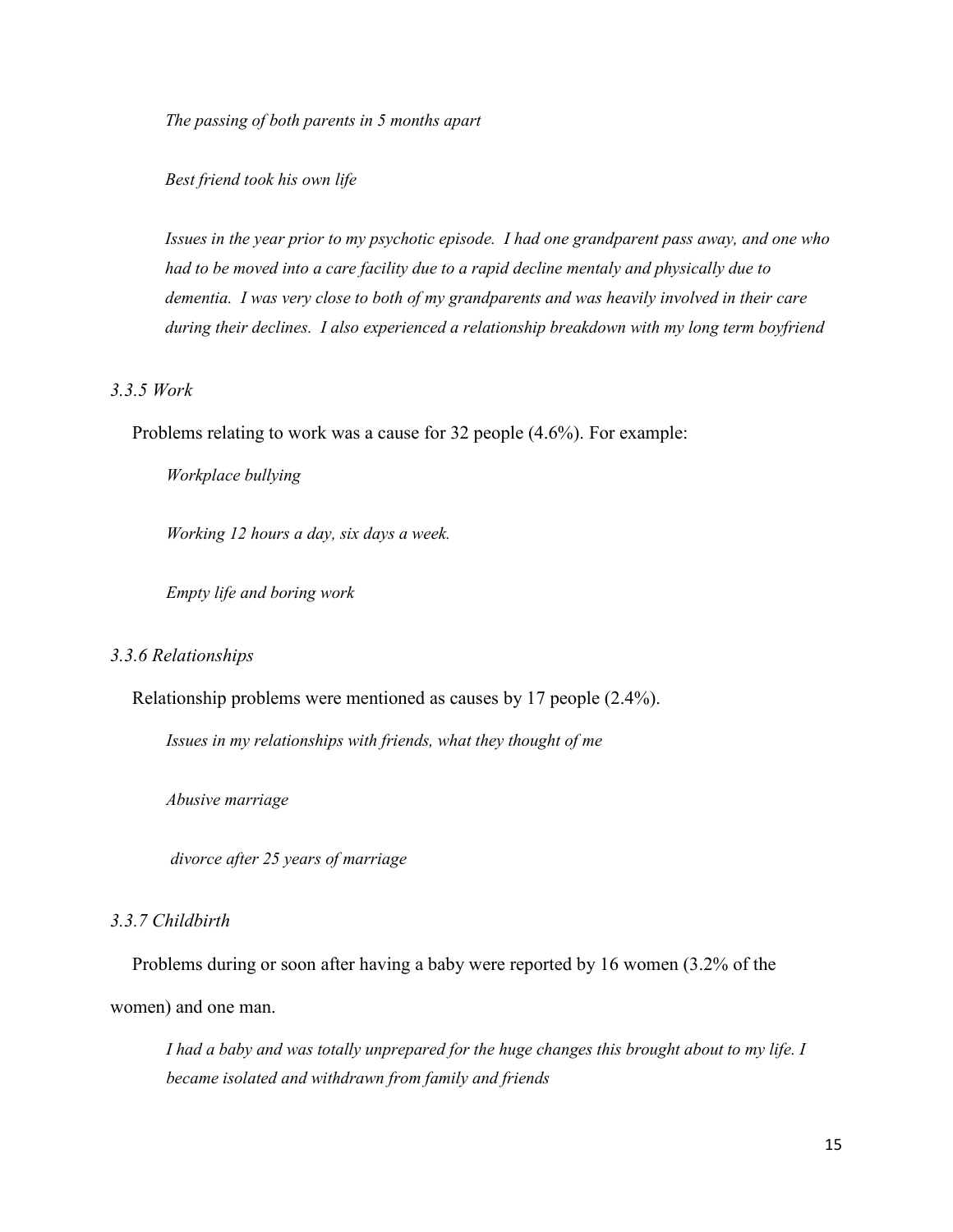*The passing of both parents in 5 months apart*

*Best friend took his own life*

*Issues in the year prior to my psychotic episode. I had one grandparent pass away, and one who had to be moved into a care facility due to a rapid decline mentaly and physically due to dementia. I was very close to both of my grandparents and was heavily involved in their care during their declines. I also experienced a relationship breakdown with my long term boyfriend*

### *3.3.5 Work*

Problems relating to work was a cause for 32 people (4.6%). For example:

*Workplace bullying*

*Working 12 hours a day, six days a week.*

*Empty life and boring work*

### *3.3.6 Relationships*

Relationship problems were mentioned as causes by 17 people (2.4%).

*Issues in my relationships with friends, what they thought of me*

*Abusive marriage*

*divorce after 25 years of marriage*

### *3.3.7 Childbirth*

Problems during or soon after having a baby were reported by 16 women (3.2% of the women) and one man.

*I had a baby and was totally unprepared for the huge changes this brought about to my life. I became isolated and withdrawn from family and friends*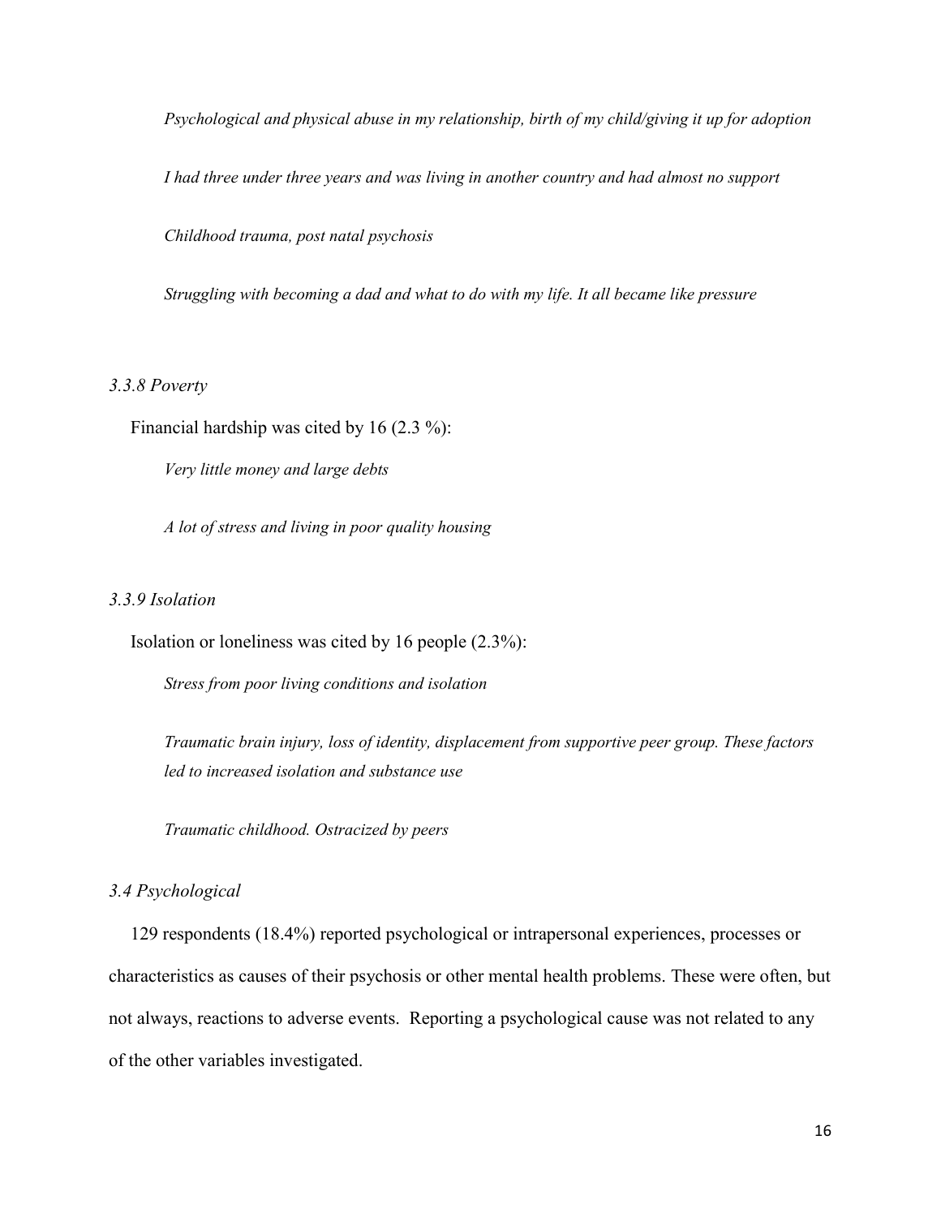*Psychological and physical abuse in my relationship, birth of my child/giving it up for adoption*

*I had three under three years and was living in another country and had almost no support*

*Childhood trauma, post natal psychosis*

*Struggling with becoming a dad and what to do with my life. It all became like pressure*

### *3.3.8 Poverty*

Financial hardship was cited by 16 (2.3 %):

*Very little money and large debts*

*A lot of stress and living in poor quality housing*

### *3.3.9 Isolation*

Isolation or loneliness was cited by 16 people (2.3%):

*Stress from poor living conditions and isolation*

*Traumatic brain injury, loss of identity, displacement from supportive peer group. These factors led to increased isolation and substance use*

*Traumatic childhood. Ostracized by peers*

## *3.4 Psychological*

129 respondents (18.4%) reported psychological or intrapersonal experiences, processes or characteristics as causes of their psychosis or other mental health problems. These were often, but not always, reactions to adverse events. Reporting a psychological cause was not related to any of the other variables investigated.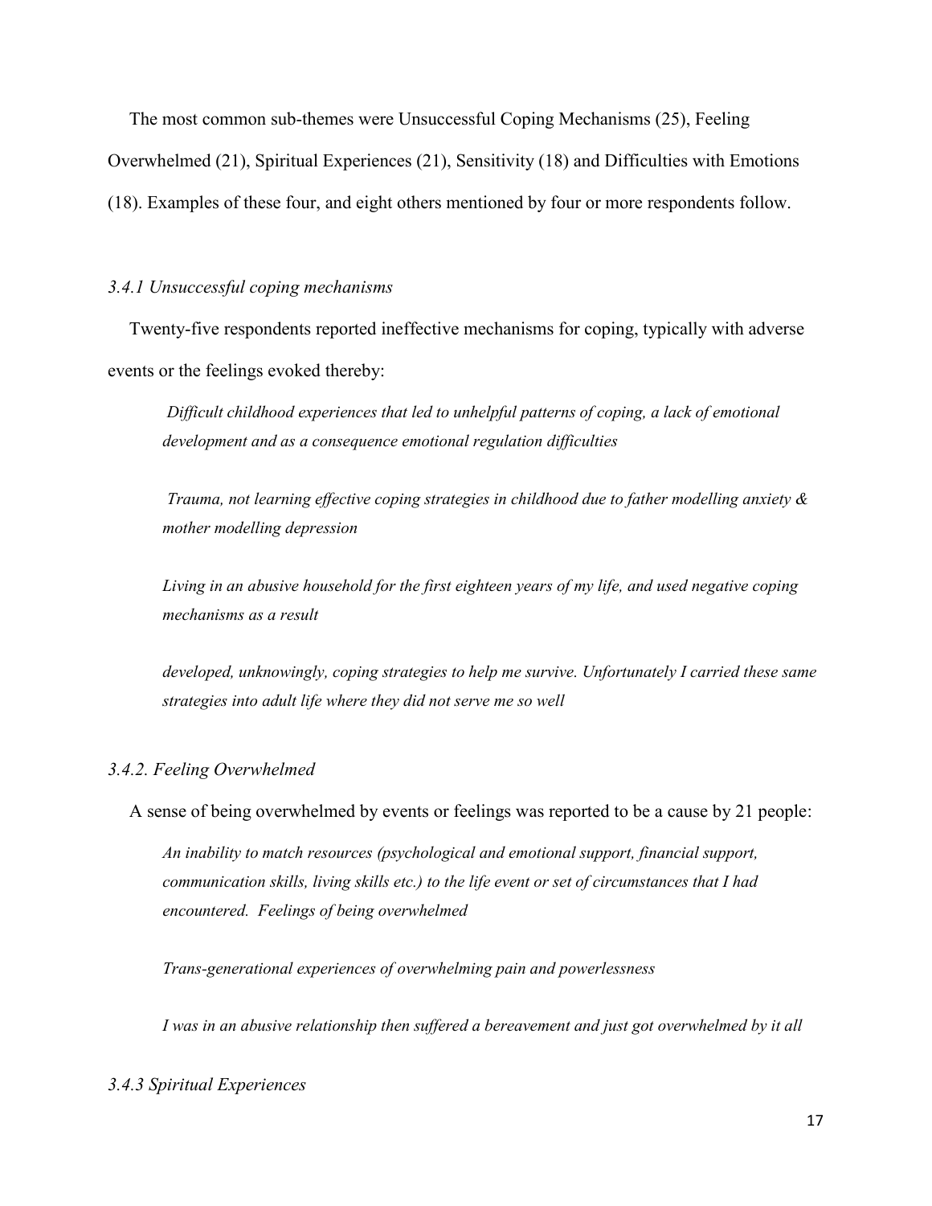The most common sub-themes were Unsuccessful Coping Mechanisms (25), Feeling Overwhelmed (21), Spiritual Experiences (21), Sensitivity (18) and Difficulties with Emotions (18). Examples of these four, and eight others mentioned by four or more respondents follow.

### *3.4.1 Unsuccessful coping mechanisms*

Twenty-five respondents reported ineffective mechanisms for coping, typically with adverse events or the feelings evoked thereby:

> *Difficult childhood experiences that led to unhelpful patterns of coping, a lack of emotional development and as a consequence emotional regulation difficulties*

> *Trauma, not learning effective coping strategies in childhood due to father modelling anxiety & mother modelling depression*

> *Living in an abusive household for the first eighteen years of my life, and used negative coping mechanisms as a result*

> *developed, unknowingly, coping strategies to help me survive. Unfortunately I carried these same strategies into adult life where they did not serve me so well*

### *3.4.2. Feeling Overwhelmed*

A sense of being overwhelmed by events or feelings was reported to be a cause by 21 people:

> *An inability to match resources (psychological and emotional support, financial support, communication skills, living skills etc.) to the life event or set of circumstances that I had encountered. Feelings of being overwhelmed*

> *Trans-generational experiences of overwhelming pain and powerlessness*

> *I was in an abusive relationship then suffered a bereavement and just got overwhelmed by it all*

### *3.4.3 Spiritual Experiences*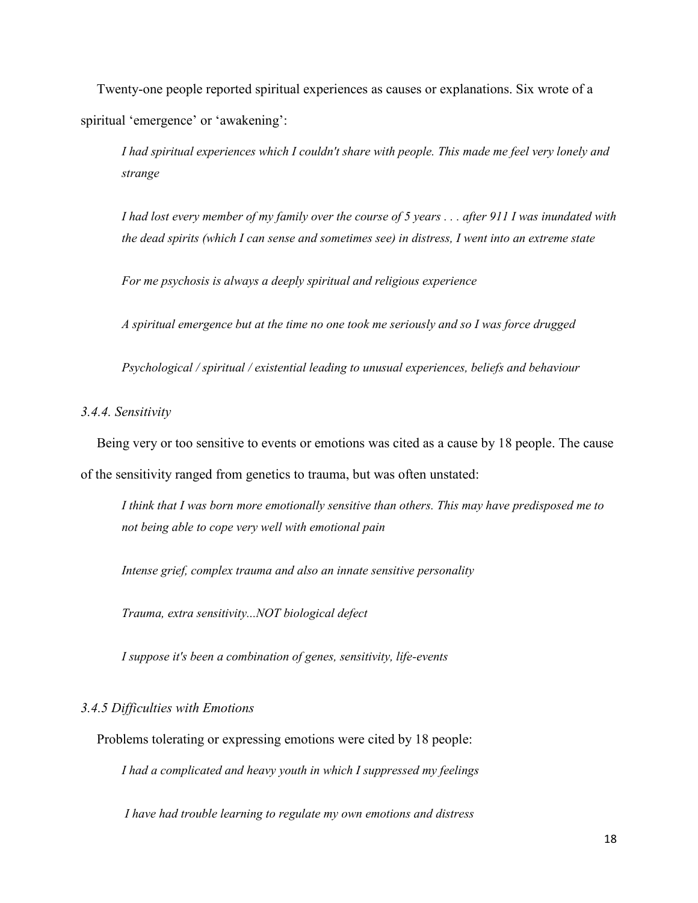Twenty-one people reported spiritual experiences as causes or explanations. Six wrote of a spiritual 'emergence' or 'awakening':

> *I had spiritual experiences which I couldn't share with people. This made me feel very lonely and strange*

> *I had lost every member of my family over the course of 5 years . . . after 911 I was inundated with the dead spirits (which I can sense and sometimes see) in distress, I went into an extreme state*

> *For me psychosis is always a deeply spiritual and religious experience*

> *A spiritual emergence but at the time no one took me seriously and so I was force drugged*

> *Psychological / spiritual / existential leading to unusual experiences, beliefs and behaviour*

### *3.4.4. Sensitivity*

Being very or too sensitive to events or emotions was cited as a cause by 18 people. The cause of the sensitivity ranged from genetics to trauma, but was often unstated:

> *I think that I was born more emotionally sensitive than others. This may have predisposed me to not being able to cope very well with emotional pain*

> *Intense grief, complex trauma and also an innate sensitive personality*

> *Trauma, extra sensitivity...NOT biological defect*

> *I suppose it's been a combination of genes, sensitivity, life-events*

### *3.4.5 Difficulties with Emotions*

Problems tolerating or expressing emotions were cited by 18 people:

> *I had a complicated and heavy youth in which I suppressed my feelings*

> *I have had trouble learning to regulate my own emotions and distress*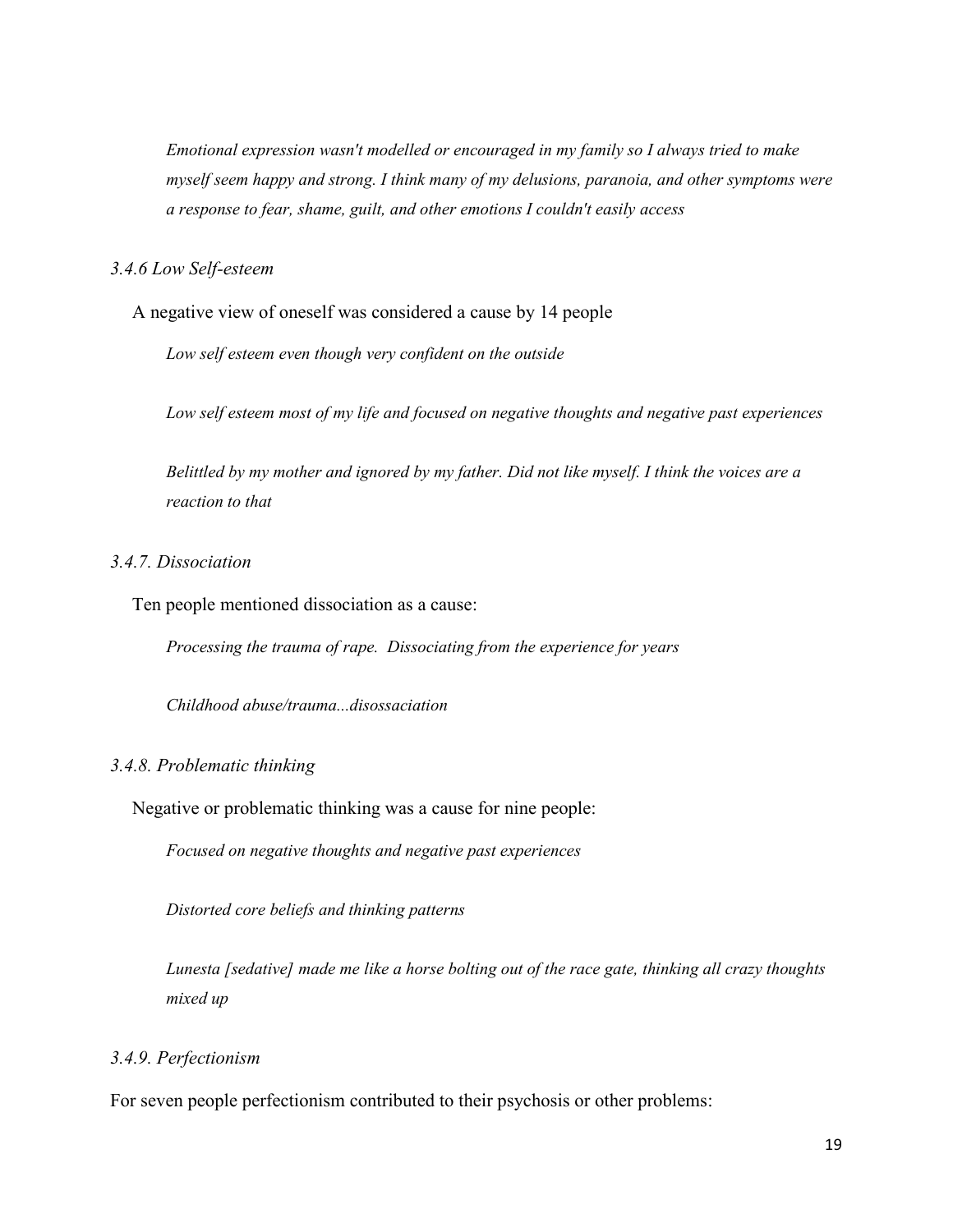*Emotional expression wasn't modelled or encouraged in my family so I always tried to make myself seem happy and strong. I think many of my delusions, paranoia, and other symptoms were a response to fear, shame, guilt, and other emotions I couldn't easily access*

### *3.4.6 Low Self-esteem*

A negative view of oneself was considered a cause by 14 people

*Low self esteem even though very confident on the outside*

*Low self esteem most of my life and focused on negative thoughts and negative past experiences*

*Belittled by my mother and ignored by my father. Did not like myself. I think the voices are a reaction to that*

### *3.4.7. Dissociation*

Ten people mentioned dissociation as a cause:

*Processing the trauma of rape. Dissociating from the experience for years*

*Childhood abuse/trauma...disossaciation*

### *3.4.8. Problematic thinking*

Negative or problematic thinking was a cause for nine people:

*Focused on negative thoughts and negative past experiences*

*Distorted core beliefs and thinking patterns*

*Lunesta [sedative] made me like a horse bolting out of the race gate, thinking all crazy thoughts mixed up*

### *3.4.9. Perfectionism*

For seven people perfectionism contributed to their psychosis or other problems: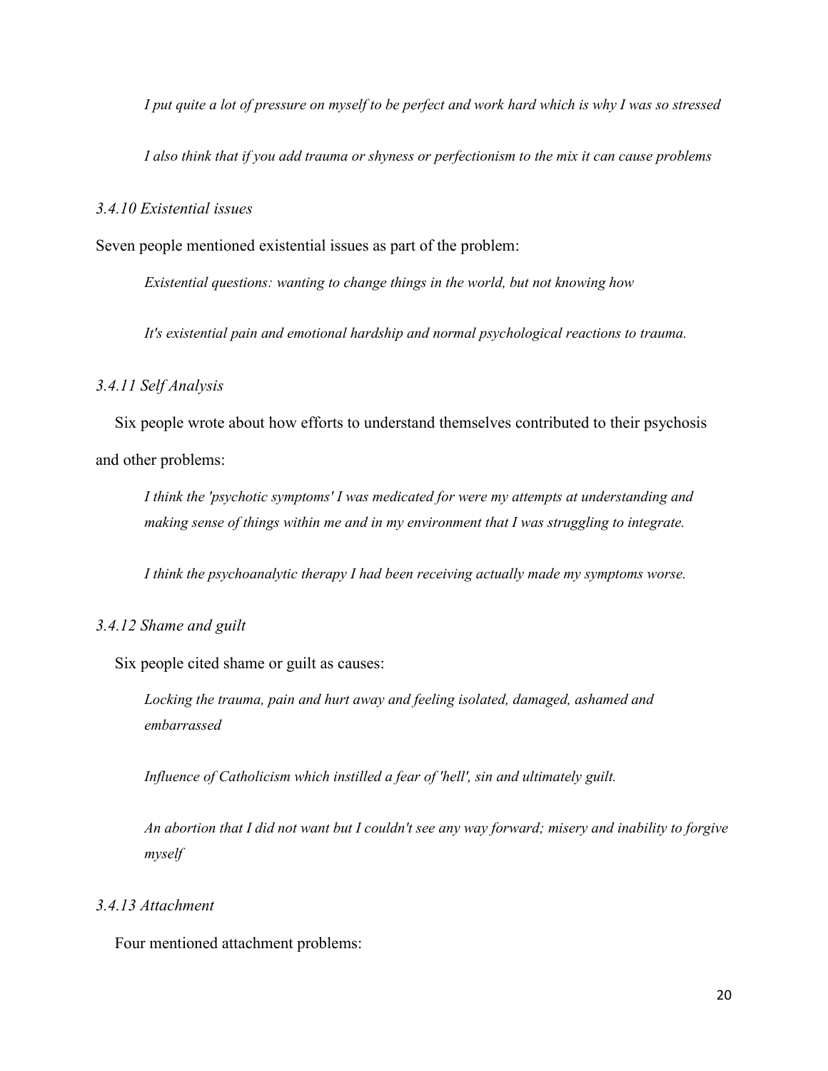> *I put quite a lot of pressure on myself to be perfect and work hard which is why I was so stressed*

> *I also think that if you add trauma or shyness or perfectionism to the mix it can cause problems*

### *3.4.10 Existential issues*

Seven people mentioned existential issues as part of the problem:

> *Existential questions: wanting to change things in the world, but not knowing how*

> *It's existential pain and emotional hardship and normal psychological reactions to trauma.*

### *3.4.11 Self Analysis*

Six people wrote about how efforts to understand themselves contributed to their psychosis and other problems:

> *I think the 'psychotic symptoms' I was medicated for were my attempts at understanding and making sense of things within me and in my environment that I was struggling to integrate.*

> *I think the psychoanalytic therapy I had been receiving actually made my symptoms worse.*

### *3.4.12 Shame and guilt*

Six people cited shame or guilt as causes:

> *Locking the trauma, pain and hurt away and feeling isolated, damaged, ashamed and embarrassed*

> *Influence of Catholicism which instilled a fear of 'hell', sin and ultimately guilt.*

> *An abortion that I did not want but I couldn't see any way forward; misery and inability to forgive myself*

### *3.4.13 Attachment*

Four mentioned attachment problems: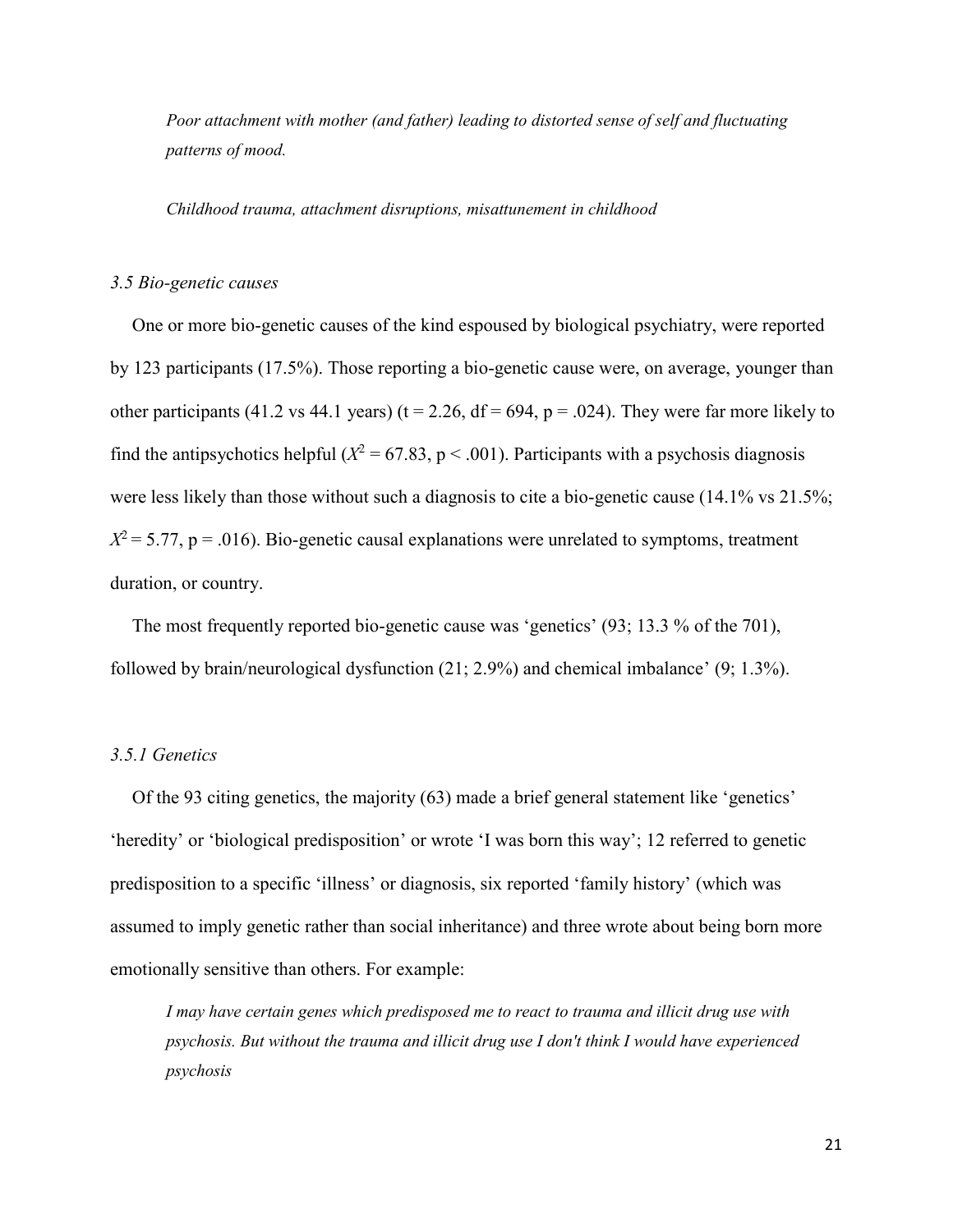*Poor attachment with mother (and father) leading to distorted sense of self and fluctuating patterns of mood.*

*Childhood trauma, attachment disruptions, misattunement in childhood*

### *3.5 Bio-genetic causes*

One or more bio-genetic causes of the kind espoused by biological psychiatry, were reported by 123 participants (17.5%). Those reporting a bio-genetic cause were, on average, younger than other participants (41.2 vs 44.1 years) ($t = 2.26$, $df = 694$, $p = .024$). They were far more likely to find the antipsychotics helpful ($X^2 = 67.83$, $p < .001$). Participants with a psychosis diagnosis were less likely than those without such a diagnosis to cite a bio-genetic cause (14.1% vs 21.5%; $X^2 = 5.77$, $p = .016$). Bio-genetic causal explanations were unrelated to symptoms, treatment duration, or country.

The most frequently reported bio-genetic cause was 'genetics' (93; 13.3 % of the 701), followed by brain/neurological dysfunction (21; 2.9%) and chemical imbalance' (9; 1.3%).

#### *3.5.1 Genetics*

Of the 93 citing genetics, the majority (63) made a brief general statement like 'genetics' 'heredity' or 'biological predisposition' or wrote 'I was born this way'; 12 referred to genetic predisposition to a specific 'illness' or diagnosis, six reported 'family history' (which was assumed to imply genetic rather than social inheritance) and three wrote about being born more emotionally sensitive than others. For example:

*I may have certain genes which predisposed me to react to trauma and illicit drug use with psychosis. But without the trauma and illicit drug use I don't think I would have experienced psychosis*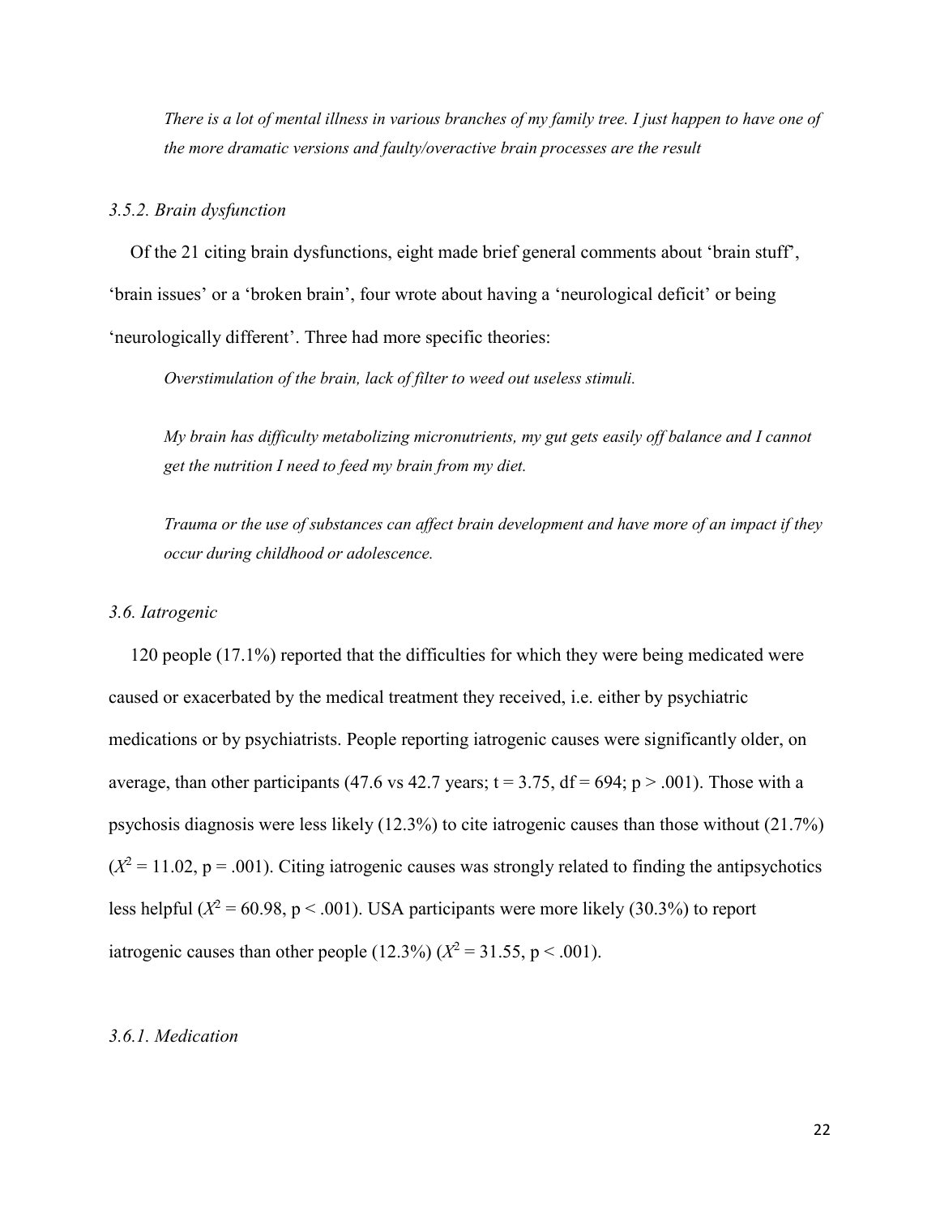*There is a lot of mental illness in various branches of my family tree. I just happen to have one of the more dramatic versions and faulty/overactive brain processes are the result*

### *3.5.2. Brain dysfunction*

Of the 21 citing brain dysfunctions, eight made brief general comments about 'brain stuff', 'brain issues' or a 'broken brain', four wrote about having a 'neurological deficit' or being 'neurologically different'. Three had more specific theories:

*Overstimulation of the brain, lack of filter to weed out useless stimuli.*

*My brain has difficulty metabolizing micronutrients, my gut gets easily off balance and I cannot get the nutrition I need to feed my brain from my diet.*

*Trauma or the use of substances can affect brain development and have more of an impact if they occur during childhood or adolescence.*

## *3.6. Iatrogenic*

120 people (17.1%) reported that the difficulties for which they were being medicated were caused or exacerbated by the medical treatment they received, i.e. either by psychiatric medications or by psychiatrists. People reporting iatrogenic causes were significantly older, on average, than other participants (47.6 vs 42.7 years; $t = 3.75$, $df = 694$; $p > .001$). Those with a psychosis diagnosis were less likely (12.3%) to cite iatrogenic causes than those without (21.7%) ($X^2 = 11.02$, $p = .001$). Citing iatrogenic causes was strongly related to finding the antipsychotics less helpful ($X^2 = 60.98$, $p < .001$). USA participants were more likely (30.3%) to report iatrogenic causes than other people (12.3%) ($X^2 = 31.55$, $p < .001$).

### *3.6.1. Medication*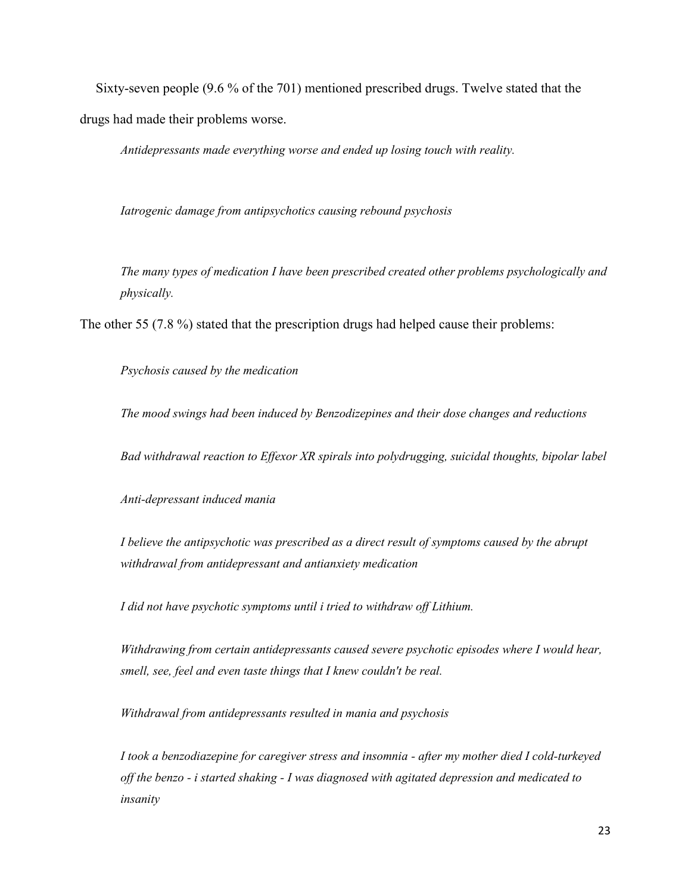Sixty-seven people (9.6 % of the 701) mentioned prescribed drugs. Twelve stated that the drugs had made their problems worse.

> *Antidepressants made everything worse and ended up losing touch with reality.*

> *Iatrogenic damage from antipsychotics causing rebound psychosis*

> *The many types of medication I have been prescribed created other problems psychologically and physically.*

The other 55 (7.8 %) stated that the prescription drugs had helped cause their problems:

> *Psychosis caused by the medication*

> *The mood swings had been induced by Benzodizepines and their dose changes and reductions*

> *Bad withdrawal reaction to Effexor XR spirals into polydrugging, suicidal thoughts, bipolar label*

> *Anti-depressant induced mania*

> *I believe the antipsychotic was prescribed as a direct result of symptoms caused by the abrupt withdrawal from antidepressant and antianxiety medication*

> *I did not have psychotic symptoms until i tried to withdraw off Lithium.*

> *Withdrawing from certain antidepressants caused severe psychotic episodes where I would hear, smell, see, feel and even taste things that I knew couldn't be real.*

> *Withdrawal from antidepressants resulted in mania and psychosis*

> *I took a benzodiazepine for caregiver stress and insomnia - after my mother died I cold-turkeyed off the benzo - i started shaking - I was diagnosed with agitated depression and medicated to insanity*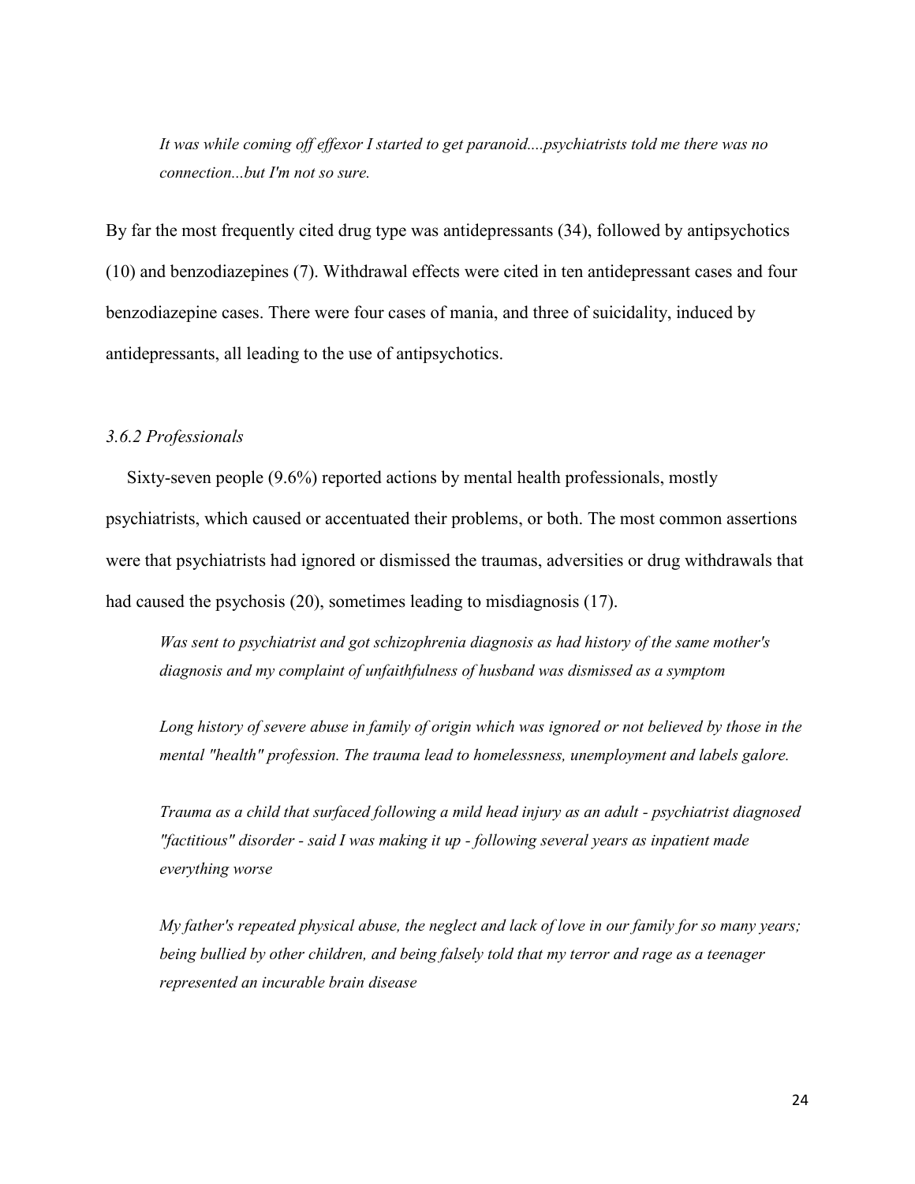*It was while coming off effexor I started to get paranoid....psychiatrists told me there was no connection...but I'm not so sure.*

By far the most frequently cited drug type was antidepressants (34), followed by antipsychotics (10) and benzodiazepines (7). Withdrawal effects were cited in ten antidepressant cases and four benzodiazepine cases. There were four cases of mania, and three of suicidality, induced by antidepressants, all leading to the use of antipsychotics.

### *3.6.2 Professionals*

Sixty-seven people (9.6%) reported actions by mental health professionals, mostly psychiatrists, which caused or accentuated their problems, or both. The most common assertions were that psychiatrists had ignored or dismissed the traumas, adversities or drug withdrawals that had caused the psychosis (20), sometimes leading to misdiagnosis (17).

*Was sent to psychiatrist and got schizophrenia diagnosis as had history of the same mother's diagnosis and my complaint of unfaithfulness of husband was dismissed as a symptom*

*Long history of severe abuse in family of origin which was ignored or not believed by those in the mental "health" profession. The trauma lead to homelessness, unemployment and labels galore.*

*Trauma as a child that surfaced following a mild head injury as an adult - psychiatrist diagnosed "factitious" disorder - said I was making it up - following several years as inpatient made everything worse*

*My father's repeated physical abuse, the neglect and lack of love in our family for so many years; being bullied by other children, and being falsely told that my terror and rage as a teenager represented an incurable brain disease*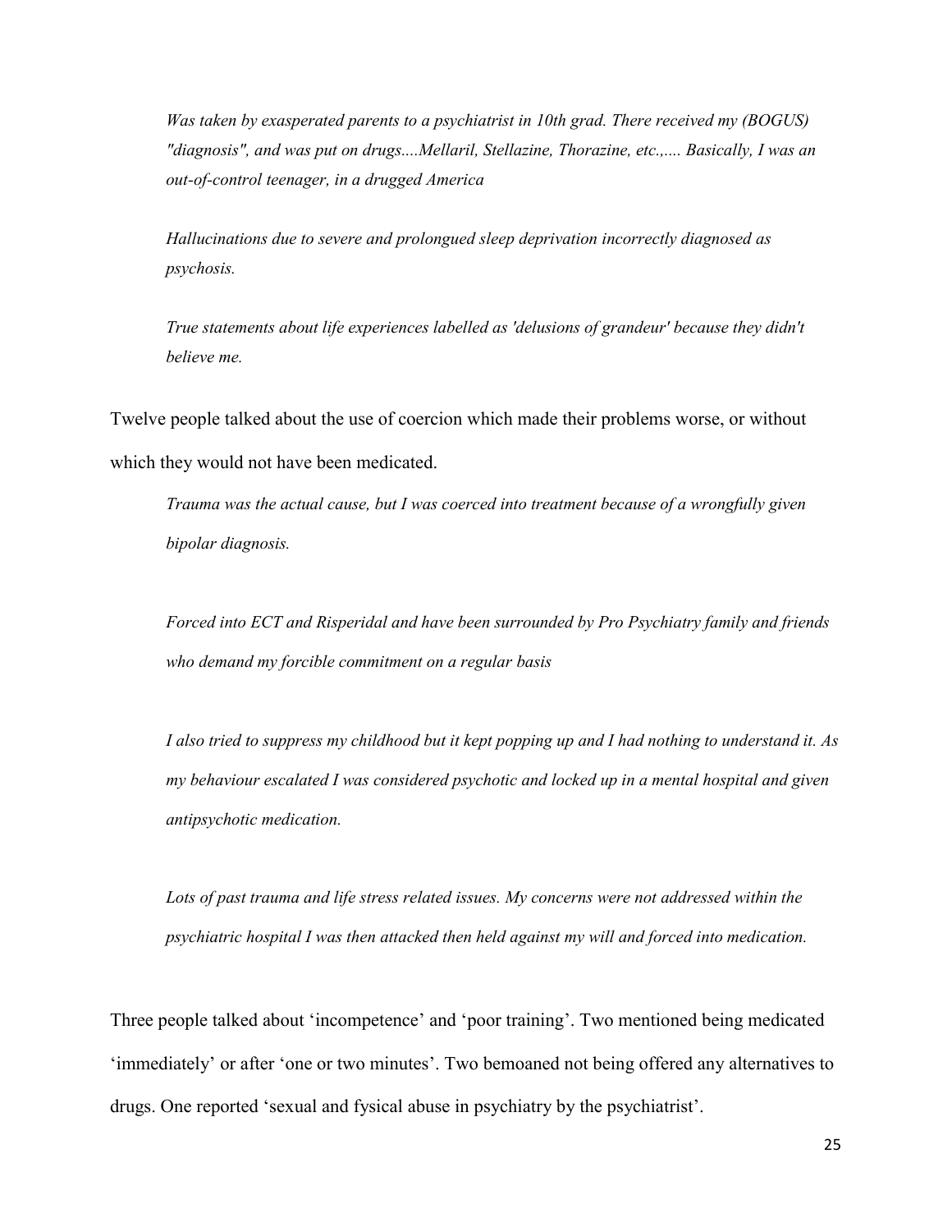*Was taken by exasperated parents to a psychiatrist in 10th grad. There received my (BOGUS) "diagnosis", and was put on drugs....Mellaril, Stellazine, Thorazine, etc.,.... Basically, I was an out-of-control teenager, in a drugged America*

*Hallucinations due to severe and prolongued sleep deprivation incorrectly diagnosed as psychosis.*

*True statements about life experiences labelled as 'delusions of grandeur' because they didn't believe me.*

Twelve people talked about the use of coercion which made their problems worse, or without which they would not have been medicated.

*Trauma was the actual cause, but I was coerced into treatment because of a wrongfully given bipolar diagnosis.*

*Forced into ECT and Risperidal and have been surrounded by Pro Psychiatry family and friends who demand my forcible commitment on a regular basis*

*I also tried to suppress my childhood but it kept popping up and I had nothing to understand it. As my behaviour escalated I was considered psychotic and locked up in a mental hospital and given antipsychotic medication.*

*Lots of past trauma and life stress related issues. My concerns were not addressed within the psychiatric hospital I was then attacked then held against my will and forced into medication.*

Three people talked about 'incompetence' and 'poor training'. Two mentioned being medicated 'immediately' or after 'one or two minutes'. Two bemoaned not being offered any alternatives to drugs. One reported 'sexual and fysical abuse in psychiatry by the psychiatrist'.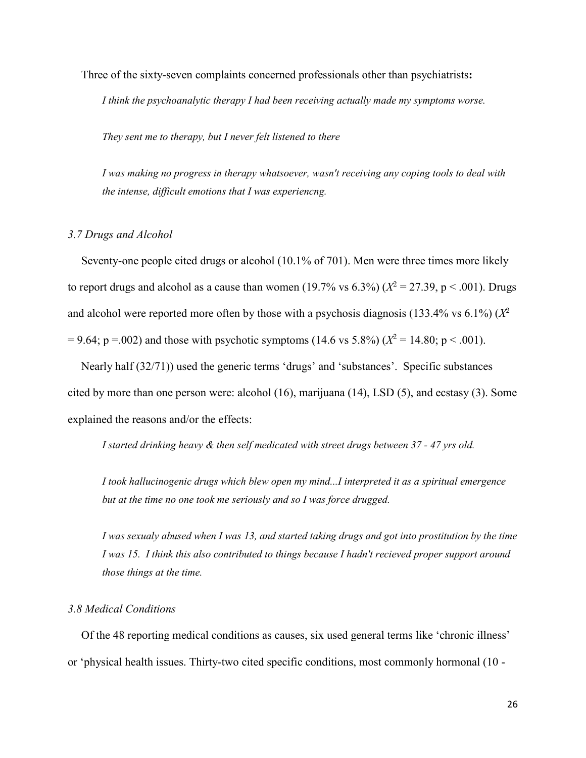Three of the sixty-seven complaints concerned professionals other than psychiatrists**:**

> *I think the psychoanalytic therapy I had been receiving actually made my symptoms worse.*
>
> *They sent me to therapy, but I never felt listened to there*
>
> *I was making no progress in therapy whatsoever, wasn't receiving any coping tools to deal with the intense, difficult emotions that I was experiencng.*

### *3.7 Drugs and Alcohol*

Seventy-one people cited drugs or alcohol (10.1% of 701). Men were three times more likely to report drugs and alcohol as a cause than women (19.7% vs 6.3%) ($X^2 = 27.39$, $p < .001$). Drugs and alcohol were reported more often by those with a psychosis diagnosis (133.4% vs 6.1%) ($X^2 = 9.64$; $p = .002$) and those with psychotic symptoms (14.6 vs 5.8%) ($X^2 = 14.80$; $p < .001$).

Nearly half (32/71)) used the generic terms 'drugs' and 'substances'. Specific substances cited by more than one person were: alcohol (16), marijuana (14), LSD (5), and ecstasy (3). Some explained the reasons and/or the effects:

> *I started drinking heavy & then self medicated with street drugs between 37 - 47 yrs old.*
>
> *I took hallucinogenic drugs which blew open my mind...I interpreted it as a spiritual emergence but at the time no one took me seriously and so I was force drugged.*
>
> *I was sexualy abused when I was 13, and started taking drugs and got into prostitution by the time I was 15. I think this also contributed to things because I hadn't recieved proper support around those things at the time.*

### *3.8 Medical Conditions*

Of the 48 reporting medical conditions as causes, six used general terms like 'chronic illness' or 'physical health issues. Thirty-two cited specific conditions, most commonly hormonal (10 -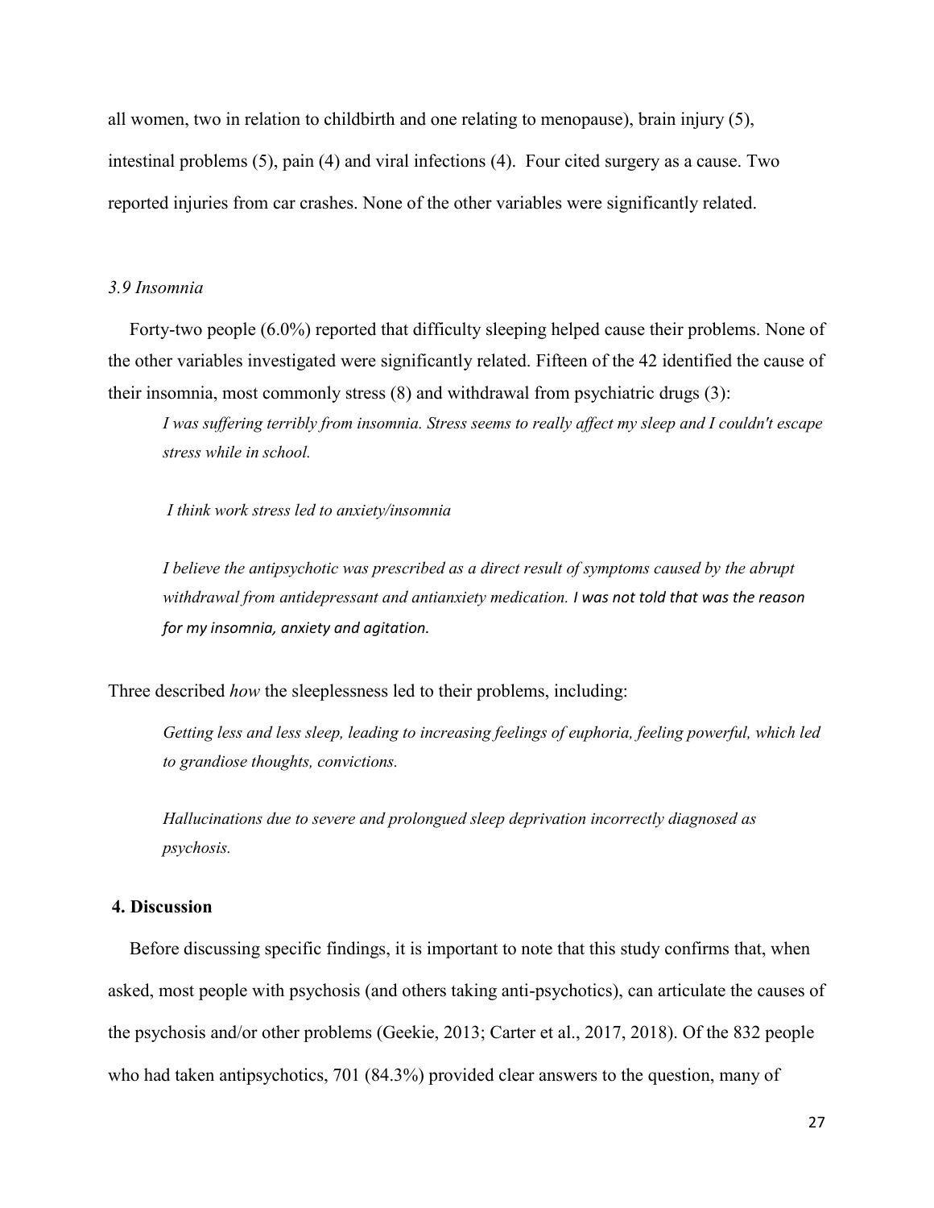all women, two in relation to childbirth and one relating to menopause), brain injury (5), intestinal problems (5), pain (4) and viral infections (4). Four cited surgery as a cause. Two reported injuries from car crashes. None of the other variables were significantly related.

### *3.9 Insomnia*

Forty-two people (6.0%) reported that difficulty sleeping helped cause their problems. None of the other variables investigated were significantly related. Fifteen of the 42 identified the cause of their insomnia, most commonly stress (8) and withdrawal from psychiatric drugs (3):

> *I was suffering terribly from insomnia. Stress seems to really affect my sleep and I couldn't escape stress while in school.*
>
> *I think work stress led to anxiety/insomnia*
>
> *I believe the antipsychotic was prescribed as a direct result of symptoms caused by the abrupt withdrawal from antidepressant and antianxiety medication. I was not told that was the reason for my insomnia, anxiety and agitation.*

Three described *how* the sleeplessness led to their problems, including:

> *Getting less and less sleep, leading to increasing feelings of euphoria, feeling powerful, which led to grandiose thoughts, convictions.*
>
> *Hallucinations due to severe and prolongued sleep deprivation incorrectly diagnosed as psychosis.*

## 4. Discussion

Before discussing specific findings, it is important to note that this study confirms that, when asked, most people with psychosis (and others taking anti-psychotics), can articulate the causes of the psychosis and/or other problems (Geekie, 2013; Carter et al., 2017, 2018). Of the 832 people who had taken antipsychotics, 701 (84.3%) provided clear answers to the question, many of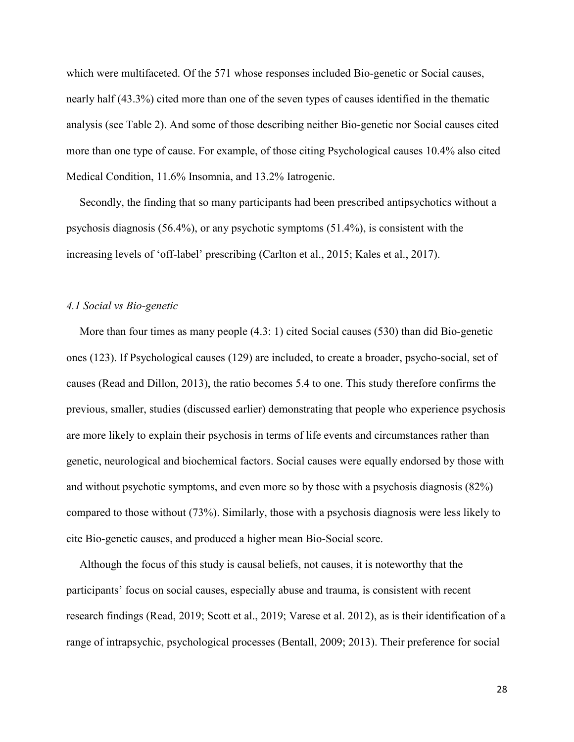which were multifaceted. Of the 571 whose responses included Bio-genetic or Social causes, nearly half (43.3%) cited more than one of the seven types of causes identified in the thematic analysis (see Table 2). And some of those describing neither Bio-genetic nor Social causes cited more than one type of cause. For example, of those citing Psychological causes 10.4% also cited Medical Condition, 11.6% Insomnia, and 13.2% Iatrogenic.

Secondly, the finding that so many participants had been prescribed antipsychotics without a psychosis diagnosis (56.4%), or any psychotic symptoms (51.4%), is consistent with the increasing levels of 'off-label' prescribing (Carlton et al., 2015; Kales et al., 2017).

### *4.1 Social vs Bio-genetic*

More than four times as many people (4.3: 1) cited Social causes (530) than did Bio-genetic ones (123). If Psychological causes (129) are included, to create a broader, psycho-social, set of causes (Read and Dillon, 2013), the ratio becomes 5.4 to one. This study therefore confirms the previous, smaller, studies (discussed earlier) demonstrating that people who experience psychosis are more likely to explain their psychosis in terms of life events and circumstances rather than genetic, neurological and biochemical factors. Social causes were equally endorsed by those with and without psychotic symptoms, and even more so by those with a psychosis diagnosis (82%) compared to those without (73%). Similarly, those with a psychosis diagnosis were less likely to cite Bio-genetic causes, and produced a higher mean Bio-Social score.

Although the focus of this study is causal beliefs, not causes, it is noteworthy that the participants' focus on social causes, especially abuse and trauma, is consistent with recent research findings (Read, 2019; Scott et al., 2019; Varese et al. 2012), as is their identification of a range of intrapsychic, psychological processes (Bentall, 2009; 2013). Their preference for social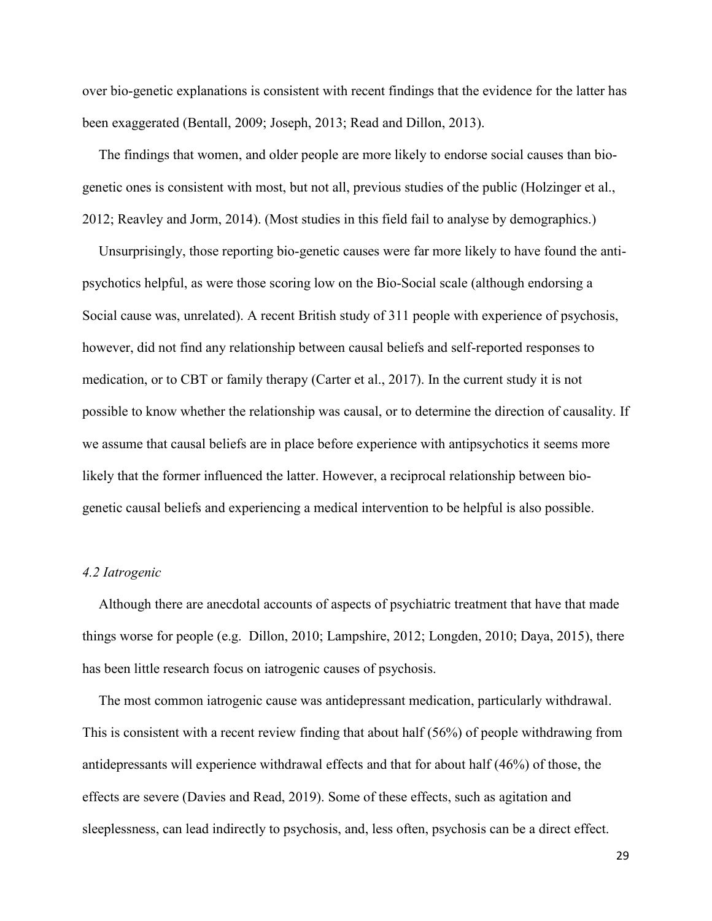over bio-genetic explanations is consistent with recent findings that the evidence for the latter has been exaggerated (Bentall, 2009; Joseph, 2013; Read and Dillon, 2013).

The findings that women, and older people are more likely to endorse social causes than bio-genetic ones is consistent with most, but not all, previous studies of the public (Holzinger et al., 2012; Reavley and Jorm, 2014). (Most studies in this field fail to analyse by demographics.)

Unsurprisingly, those reporting bio-genetic causes were far more likely to have found the anti-psychotics helpful, as were those scoring low on the Bio-Social scale (although endorsing a Social cause was, unrelated). A recent British study of 311 people with experience of psychosis, however, did not find any relationship between causal beliefs and self-reported responses to medication, or to CBT or family therapy (Carter et al., 2017). In the current study it is not possible to know whether the relationship was causal, or to determine the direction of causality. If we assume that causal beliefs are in place before experience with antipsychotics it seems more likely that the former influenced the latter. However, a reciprocal relationship between bio-genetic causal beliefs and experiencing a medical intervention to be helpful is also possible.

### *4.2 Iatrogenic*

Although there are anecdotal accounts of aspects of psychiatric treatment that have that made things worse for people (e.g. Dillon, 2010; Lampshire, 2012; Longden, 2010; Daya, 2015), there has been little research focus on iatrogenic causes of psychosis.

The most common iatrogenic cause was antidepressant medication, particularly withdrawal. This is consistent with a recent review finding that about half (56%) of people withdrawing from antidepressants will experience withdrawal effects and that for about half (46%) of those, the effects are severe (Davies and Read, 2019). Some of these effects, such as agitation and sleeplessness, can lead indirectly to psychosis, and, less often, psychosis can be a direct effect.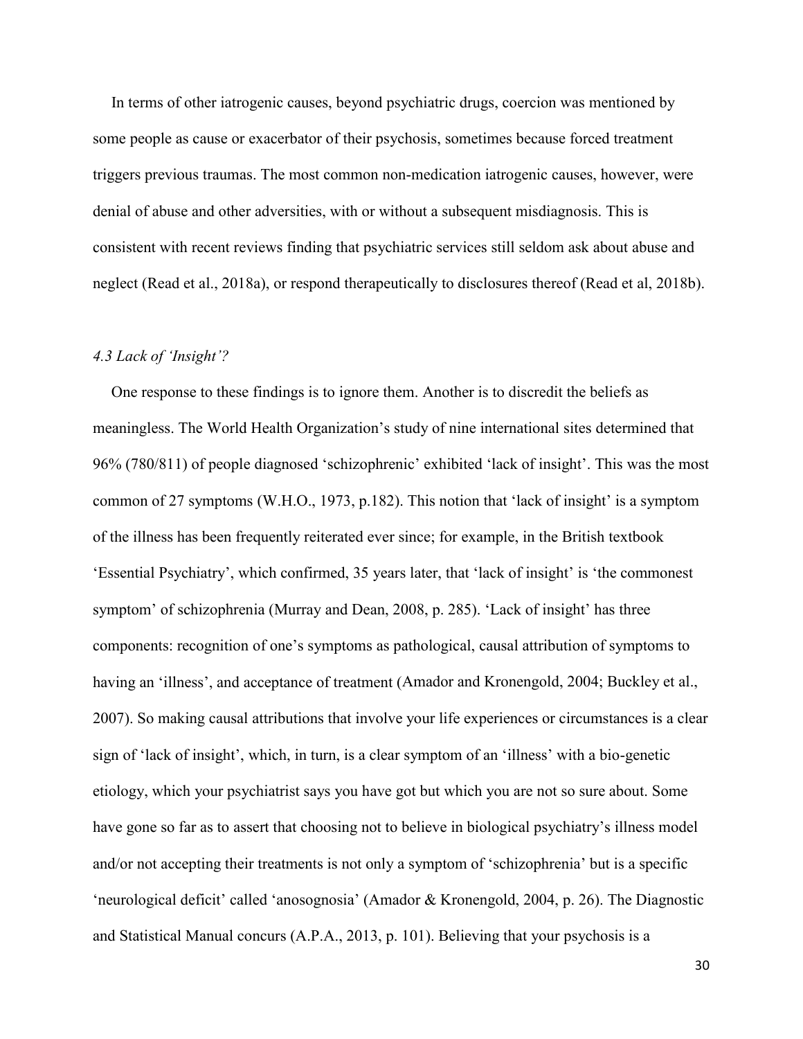In terms of other iatrogenic causes, beyond psychiatric drugs, coercion was mentioned by some people as cause or exacerbator of their psychosis, sometimes because forced treatment triggers previous traumas. The most common non-medication iatrogenic causes, however, were denial of abuse and other adversities, with or without a subsequent misdiagnosis. This is consistent with recent reviews finding that psychiatric services still seldom ask about abuse and neglect (Read et al., 2018a), or respond therapeutically to disclosures thereof (Read et al, 2018b).

### *4.3 Lack of 'Insight'?*

One response to these findings is to ignore them. Another is to discredit the beliefs as meaningless. The World Health Organization's study of nine international sites determined that 96% (780/811) of people diagnosed 'schizophrenic' exhibited 'lack of insight'. This was the most common of 27 symptoms (W.H.O., 1973, p.182). This notion that 'lack of insight' is a symptom of the illness has been frequently reiterated ever since; for example, in the British textbook 'Essential Psychiatry', which confirmed, 35 years later, that 'lack of insight' is 'the commonest symptom' of schizophrenia (Murray and Dean, 2008, p. 285). 'Lack of insight' has three components: recognition of one's symptoms as pathological, causal attribution of symptoms to having an 'illness', and acceptance of treatment (Amador and Kronengold, 2004; Buckley et al., 2007). So making causal attributions that involve your life experiences or circumstances is a clear sign of 'lack of insight', which, in turn, is a clear symptom of an 'illness' with a bio-genetic etiology, which your psychiatrist says you have got but which you are not so sure about. Some have gone so far as to assert that choosing not to believe in biological psychiatry's illness model and/or not accepting their treatments is not only a symptom of 'schizophrenia' but is a specific 'neurological deficit' called 'anosognosia' (Amador & Kronengold, 2004, p. 26). The Diagnostic and Statistical Manual concurs (A.P.A., 2013, p. 101). Believing that your psychosis is a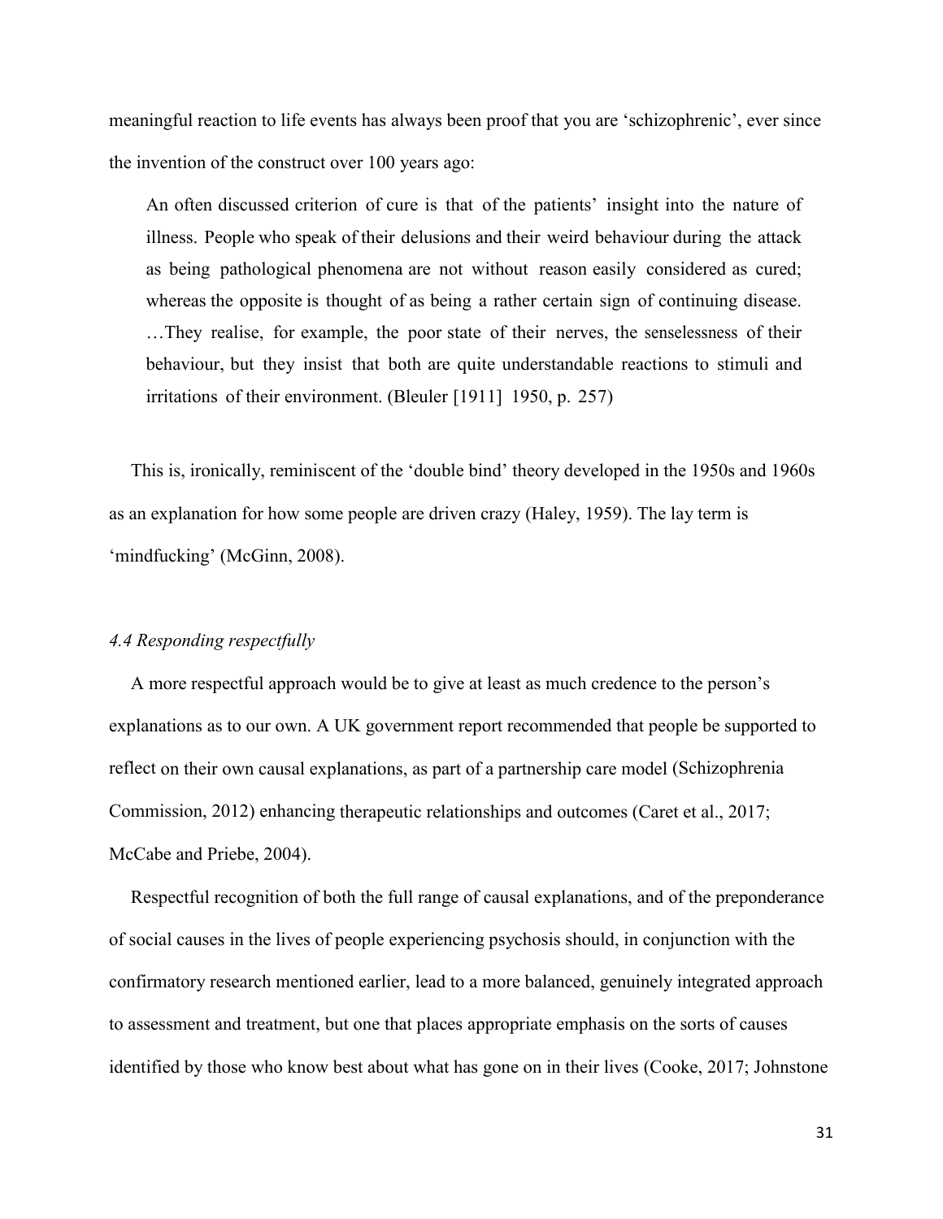meaningful reaction to life events has always been proof that you are 'schizophrenic', ever since the invention of the construct over 100 years ago:

> An often discussed criterion of cure is that of the patients' insight into the nature of illness. People who speak of their delusions and their weird behaviour during the attack as being pathological phenomena are not without reason easily considered as cured; whereas the opposite is thought of as being a rather certain sign of continuing disease. …They realise, for example, the poor state of their nerves, the senselessness of their behaviour, but they insist that both are quite understandable reactions to stimuli and irritations of their environment. (Bleuler [1911] 1950, p. 257)

This is, ironically, reminiscent of the 'double bind' theory developed in the 1950s and 1960s as an explanation for how some people are driven crazy (Haley, 1959). The lay term is 'mindfucking' (McGinn, 2008).

### *4.4 Responding respectfully*

A more respectful approach would be to give at least as much credence to the person's explanations as to our own. A UK government report recommended that people be supported to reflect on their own causal explanations, as part of a partnership care model (Schizophrenia Commission, 2012) enhancing therapeutic relationships and outcomes (Caret et al., 2017; McCabe and Priebe, 2004).

Respectful recognition of both the full range of causal explanations, and of the preponderance of social causes in the lives of people experiencing psychosis should, in conjunction with the confirmatory research mentioned earlier, lead to a more balanced, genuinely integrated approach to assessment and treatment, but one that places appropriate emphasis on the sorts of causes identified by those who know best about what has gone on in their lives (Cooke, 2017; Johnstone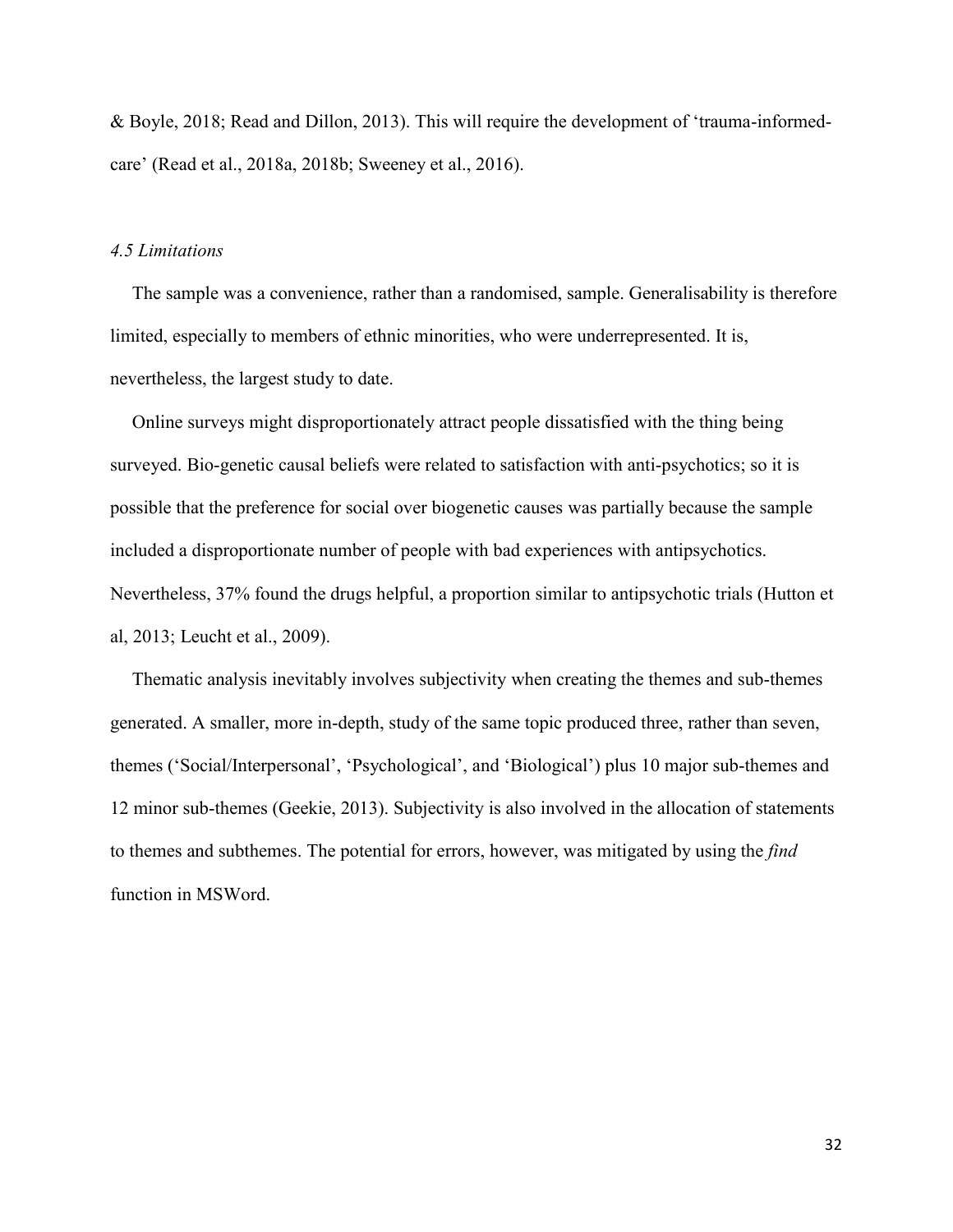& Boyle, 2018; Read and Dillon, 2013). This will require the development of 'trauma-informed-care' (Read et al., 2018a, 2018b; Sweeney et al., 2016).

### *4.5 Limitations*

The sample was a convenience, rather than a randomised, sample. Generalisability is therefore limited, especially to members of ethnic minorities, who were underrepresented. It is, nevertheless, the largest study to date.

Online surveys might disproportionately attract people dissatisfied with the thing being surveyed. Bio-genetic causal beliefs were related to satisfaction with anti-psychotics; so it is possible that the preference for social over biogenetic causes was partially because the sample included a disproportionate number of people with bad experiences with antipsychotics. Nevertheless, 37% found the drugs helpful, a proportion similar to antipsychotic trials (Hutton et al, 2013; Leucht et al., 2009).

Thematic analysis inevitably involves subjectivity when creating the themes and sub-themes generated. A smaller, more in-depth, study of the same topic produced three, rather than seven, themes ('Social/Interpersonal', 'Psychological', and 'Biological') plus 10 major sub-themes and 12 minor sub-themes (Geekie, 2013). Subjectivity is also involved in the allocation of statements to themes and subthemes. The potential for errors, however, was mitigated by using the *find* function in MSWord.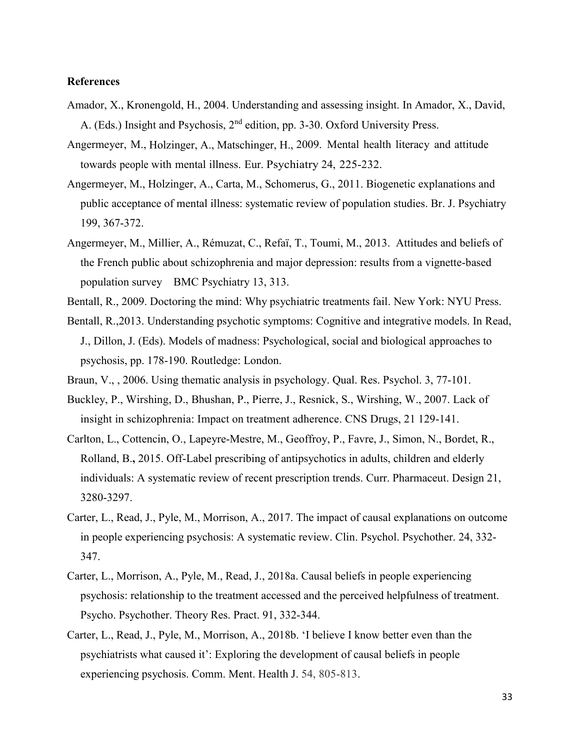**References**

Amador, X., Kronengold, H., 2004. Understanding and assessing insight. In Amador, X., David, A. (Eds.) Insight and Psychosis, 2nd edition, pp. 3-30. Oxford University Press.

Angermeyer, M., Holzinger, A., Matschinger, H., 2009. Mental health literacy and attitude towards people with mental illness. Eur. Psychiatry 24, 225-232.

Angermeyer, M., Holzinger, A., Carta, M., Schomerus, G., 2011. Biogenetic explanations and public acceptance of mental illness: systematic review of population studies. Br. J. Psychiatry 199, 367-372.

Angermeyer, M., Millier, A., Rémuzat, C., Refaï, T., Toumi, M., 2013. Attitudes and beliefs of the French public about schizophrenia and major depression: results from a vignette-based population survey BMC Psychiatry 13, 313.

Bentall, R., 2009. Doctoring the mind: Why psychiatric treatments fail. New York: NYU Press.

Bentall, R.,2013. Understanding psychotic symptoms: Cognitive and integrative models. In Read, J., Dillon, J. (Eds). Models of madness: Psychological, social and biological approaches to psychosis, pp. 178-190. Routledge: London.

Braun, V., , 2006. Using thematic analysis in psychology. Qual. Res. Psychol. 3, 77-101.

Buckley, P., Wirshing, D., Bhushan, P., Pierre, J., Resnick, S., Wirshing, W., 2007. Lack of insight in schizophrenia: Impact on treatment adherence. CNS Drugs, 21 129-141.

Carlton, L., Cottencin, O., Lapeyre-Mestre, M., Geoffroy, P., Favre, J., Simon, N., Bordet, R., Rolland, B.**,** 2015. Off-Label prescribing of antipsychotics in adults, children and elderly individuals: A systematic review of recent prescription trends. Curr. Pharmaceut. Design 21, 3280-3297.

Carter, L., Read, J., Pyle, M., Morrison, A., 2017. The impact of causal explanations on outcome in people experiencing psychosis: A systematic review. Clin. Psychol. Psychother. 24, 332-347.

Carter, L., Morrison, A., Pyle, M., Read, J., 2018a. Causal beliefs in people experiencing psychosis: relationship to the treatment accessed and the perceived helpfulness of treatment. Psycho. Psychother. Theory Res. Pract. 91, 332-344.

Carter, L., Read, J., Pyle, M., Morrison, A., 2018b. 'I believe I know better even than the psychiatrists what caused it': Exploring the development of causal beliefs in people experiencing psychosis. Comm. Ment. Health J. 54, 805-813.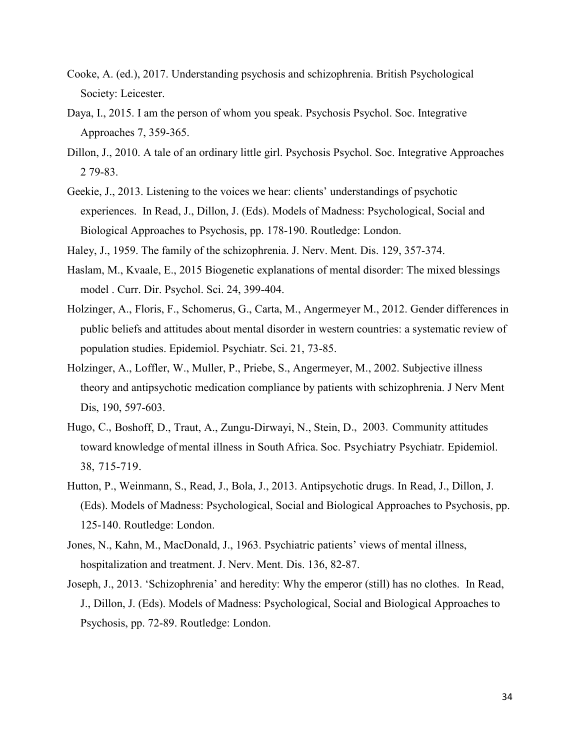Cooke, A. (ed.), 2017. Understanding psychosis and schizophrenia. British Psychological Society: Leicester.

Daya, I., 2015. I am the person of whom you speak. Psychosis Psychol. Soc. Integrative Approaches 7, 359-365.

Dillon, J., 2010. A tale of an ordinary little girl. Psychosis Psychol. Soc. Integrative Approaches 2 79-83.

Geekie, J., 2013. Listening to the voices we hear: clients' understandings of psychotic experiences. In Read, J., Dillon, J. (Eds). Models of Madness: Psychological, Social and Biological Approaches to Psychosis, pp. 178-190. Routledge: London.

Haley, J., 1959. The family of the schizophrenia. J. Nerv. Ment. Dis. 129, 357-374.

Haslam, M., Kvaale, E., 2015 Biogenetic explanations of mental disorder: The mixed blessings model . Curr. Dir. Psychol. Sci. 24, 399-404.

Holzinger, A., Floris, F., Schomerus, G., Carta, M., Angermeyer M., 2012. Gender differences in public beliefs and attitudes about mental disorder in western countries: a systematic review of population studies. Epidemiol. Psychiatr. Sci. 21, 73-85.

Holzinger, A., Loffler, W., Muller, P., Priebe, S., Angermeyer, M., 2002. Subjective illness theory and antipsychotic medication compliance by patients with schizophrenia. J Nerv Ment Dis, 190, 597-603.

Hugo, C., Boshoff, D., Traut, A., Zungu-Dirwayi, N., Stein, D., 2003. Community attitudes toward knowledge of mental illness in South Africa. Soc. Psychiatry Psychiatr. Epidemiol. 38, 715-719.

Hutton, P., Weinmann, S., Read, J., Bola, J., 2013. Antipsychotic drugs. In Read, J., Dillon, J. (Eds). Models of Madness: Psychological, Social and Biological Approaches to Psychosis, pp. 125-140. Routledge: London.

Jones, N., Kahn, M., MacDonald, J., 1963. Psychiatric patients' views of mental illness, hospitalization and treatment. J. Nerv. Ment. Dis. 136, 82-87.

Joseph, J., 2013. 'Schizophrenia' and heredity: Why the emperor (still) has no clothes. In Read, J., Dillon, J. (Eds). Models of Madness: Psychological, Social and Biological Approaches to Psychosis, pp. 72-89. Routledge: London.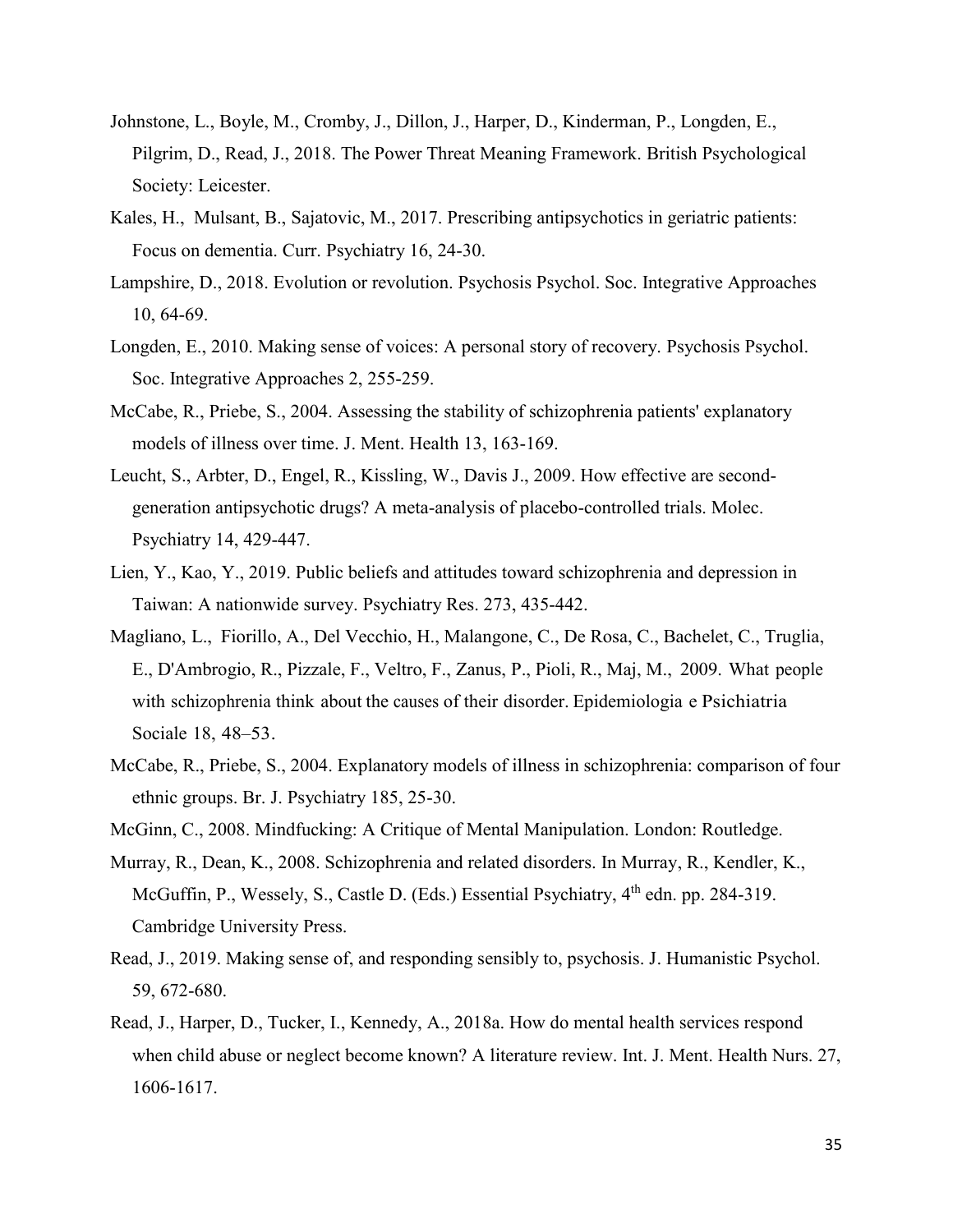Johnstone, L., Boyle, M., Cromby, J., Dillon, J., Harper, D., Kinderman, P., Longden, E., Pilgrim, D., Read, J., 2018. The Power Threat Meaning Framework. British Psychological Society: Leicester.

Kales, H., Mulsant, B., Sajatovic, M., 2017. Prescribing antipsychotics in geriatric patients: Focus on dementia. Curr. Psychiatry 16, 24-30.

Lampshire, D., 2018. Evolution or revolution. Psychosis Psychol. Soc. Integrative Approaches 10, 64-69.

Longden, E., 2010. Making sense of voices: A personal story of recovery. Psychosis Psychol. Soc. Integrative Approaches 2, 255-259.

McCabe, R., Priebe, S., 2004. Assessing the stability of schizophrenia patients' explanatory models of illness over time. J. Ment. Health 13, 163-169.

Leucht, S., Arbter, D., Engel, R., Kissling, W., Davis J., 2009. How effective are second-generation antipsychotic drugs? A meta-analysis of placebo-controlled trials. Molec. Psychiatry 14, 429-447.

Lien, Y., Kao, Y., 2019. Public beliefs and attitudes toward schizophrenia and depression in Taiwan: A nationwide survey. Psychiatry Res. 273, 435-442.

Magliano, L., Fiorillo, A., Del Vecchio, H., Malangone, C., De Rosa, C., Bachelet, C., Truglia, E., D'Ambrogio, R., Pizzale, F., Veltro, F., Zanus, P., Pioli, R., Maj, M., 2009. What people with schizophrenia think about the causes of their disorder. Epidemiologia e Psichiatria Sociale 18, 48–53.

McCabe, R., Priebe, S., 2004. Explanatory models of illness in schizophrenia: comparison of four ethnic groups. Br. J. Psychiatry 185, 25-30.

McGinn, C., 2008. Mindfucking: A Critique of Mental Manipulation. London: Routledge.

Murray, R., Dean, K., 2008. Schizophrenia and related disorders. In Murray, R., Kendler, K., McGuffin, P., Wessely, S., Castle D. (Eds.) Essential Psychiatry, 4th edn. pp. 284-319. Cambridge University Press.

Read, J., 2019. Making sense of, and responding sensibly to, psychosis. J. Humanistic Psychol. 59, 672-680.

Read, J., Harper, D., Tucker, I., Kennedy, A., 2018a. How do mental health services respond when child abuse or neglect become known? A literature review. Int. J. Ment. Health Nurs. 27, 1606-1617.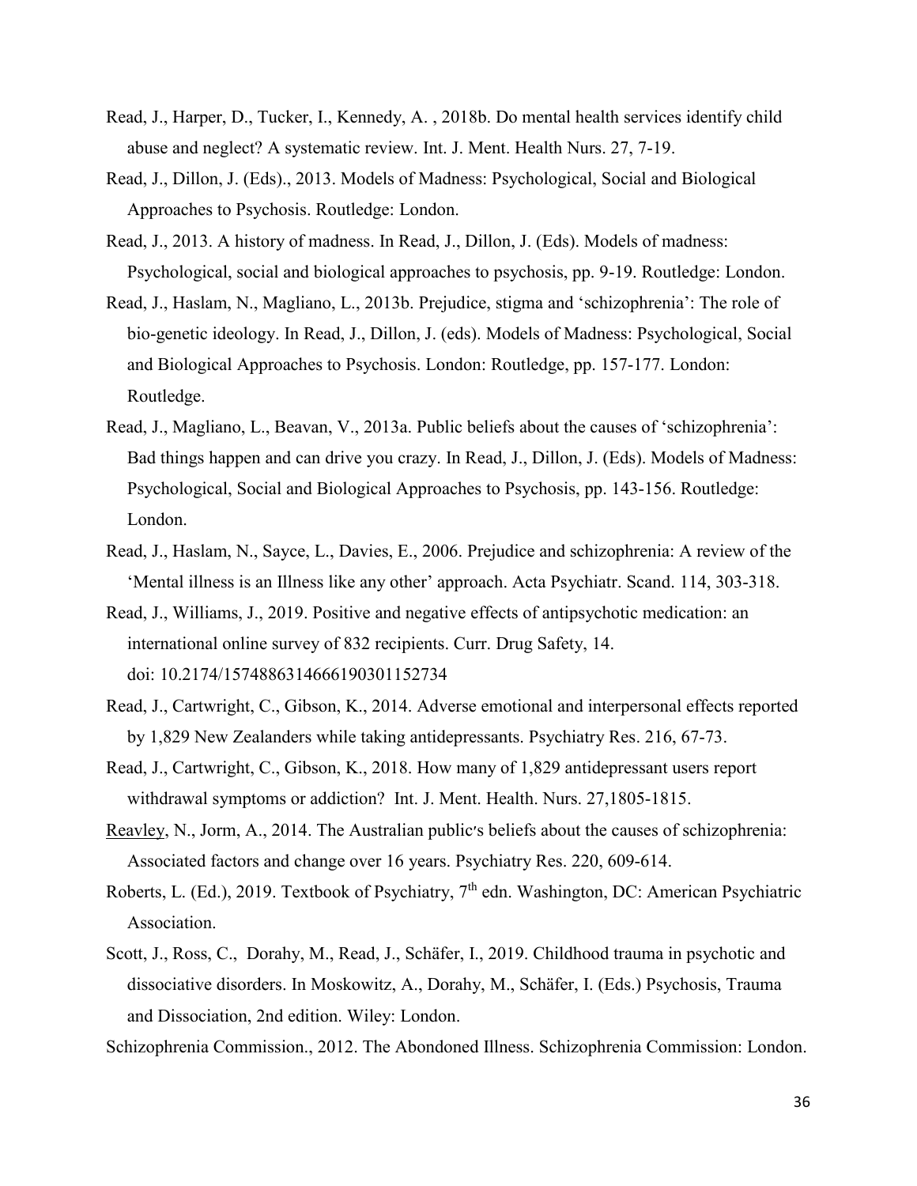Read, J., Harper, D., Tucker, I., Kennedy, A. , 2018b. Do mental health services identify child abuse and neglect? A systematic review. Int. J. Ment. Health Nurs. 27, 7-19.

Read, J., Dillon, J. (Eds)., 2013. Models of Madness: Psychological, Social and Biological Approaches to Psychosis. Routledge: London.

Read, J., 2013. A history of madness. In Read, J., Dillon, J. (Eds). Models of madness: Psychological, social and biological approaches to psychosis, pp. 9-19. Routledge: London.

Read, J., Haslam, N., Magliano, L., 2013b. Prejudice, stigma and 'schizophrenia': The role of bio-genetic ideology. In Read, J., Dillon, J. (eds). Models of Madness: Psychological, Social and Biological Approaches to Psychosis. London: Routledge, pp. 157-177. London: Routledge.

Read, J., Magliano, L., Beavan, V., 2013a. Public beliefs about the causes of 'schizophrenia': Bad things happen and can drive you crazy. In Read, J., Dillon, J. (Eds). Models of Madness: Psychological, Social and Biological Approaches to Psychosis, pp. 143-156. Routledge: London.

Read, J., Haslam, N., Sayce, L., Davies, E., 2006. Prejudice and schizophrenia: A review of the 'Mental illness is an Illness like any other' approach. Acta Psychiatr. Scand. 114, 303-318.

Read, J., Williams, J., 2019. Positive and negative effects of antipsychotic medication: an international online survey of 832 recipients. Curr. Drug Safety, 14. doi: 10.2174/1574886314666190301152734

Read, J., Cartwright, C., Gibson, K., 2014. Adverse emotional and interpersonal effects reported by 1,829 New Zealanders while taking antidepressants. Psychiatry Res. 216, 67-73.

Read, J., Cartwright, C., Gibson, K., 2018. How many of 1,829 antidepressant users report withdrawal symptoms or addiction? Int. J. Ment. Health. Nurs. 27,1805-1815.

Reavley, N., Jorm, A., 2014. The Australian public's beliefs about the causes of schizophrenia: Associated factors and change over 16 years. Psychiatry Res. 220, 609-614.

Roberts, L. (Ed.), 2019. Textbook of Psychiatry, 7th edn. Washington, DC: American Psychiatric Association.

Scott, J., Ross, C., Dorahy, M., Read, J., Schäfer, I., 2019. Childhood trauma in psychotic and dissociative disorders. In Moskowitz, A., Dorahy, M., Schäfer, I. (Eds.) Psychosis, Trauma and Dissociation, 2nd edition. Wiley: London.

Schizophrenia Commission., 2012. The Abondoned Illness. Schizophrenia Commission: London.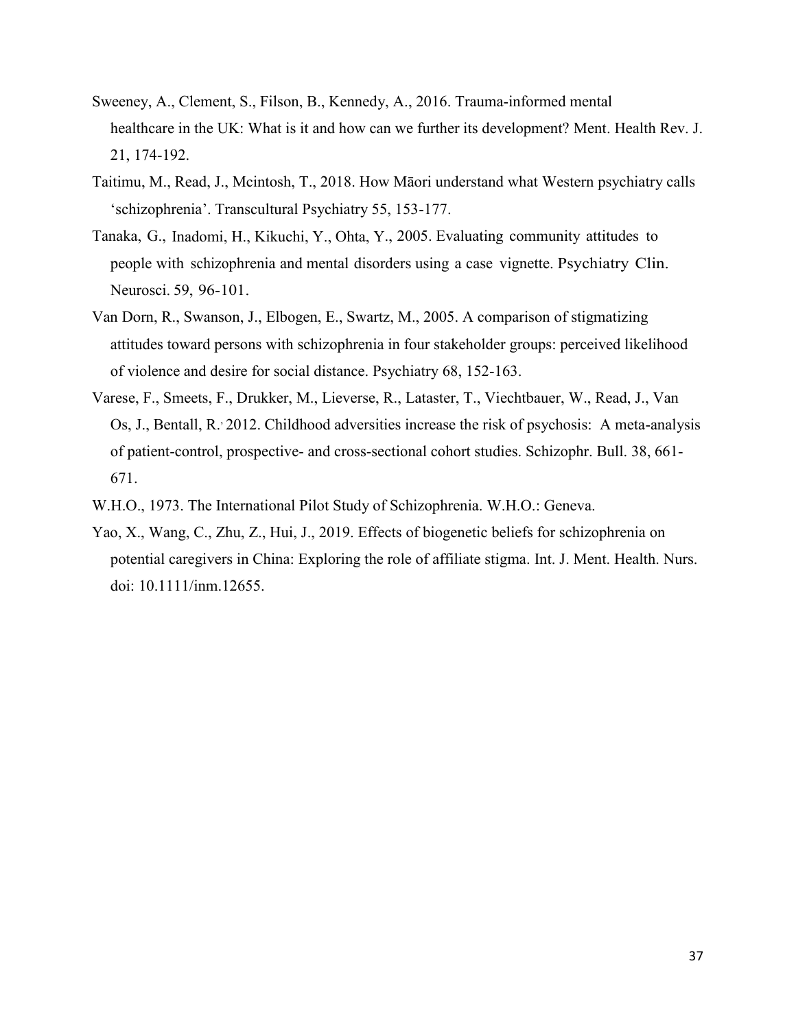Sweeney, A., Clement, S., Filson, B., Kennedy, A., 2016. Trauma-informed mental healthcare in the UK: What is it and how can we further its development? Ment. Health Rev. J. 21, 174-192.

Taitimu, M., Read, J., Mcintosh, T., 2018. How Māori understand what Western psychiatry calls 'schizophrenia'. Transcultural Psychiatry 55, 153-177.

Tanaka, G., Inadomi, H., Kikuchi, Y., Ohta, Y., 2005. Evaluating community attitudes to people with schizophrenia and mental disorders using a case vignette. Psychiatry Clin. Neurosci. 59, 96-101.

Van Dorn, R., Swanson, J., Elbogen, E., Swartz, M., 2005. A comparison of stigmatizing attitudes toward persons with schizophrenia in four stakeholder groups: perceived likelihood of violence and desire for social distance. Psychiatry 68, 152-163.

Varese, F., Smeets, F., Drukker, M., Lieverse, R., Lataster, T., Viechtbauer, W., Read, J., Van Os, J., Bentall, R., 2012. Childhood adversities increase the risk of psychosis: A meta-analysis of patient-control, prospective- and cross-sectional cohort studies. Schizophr. Bull. 38, 661-671.

W.H.O., 1973. The International Pilot Study of Schizophrenia. W.H.O.: Geneva.

Yao, X., Wang, C., Zhu, Z., Hui, J., 2019. Effects of biogenetic beliefs for schizophrenia on potential caregivers in China: Exploring the role of affiliate stigma. Int. J. Ment. Health. Nurs. doi: 10.1111/inm.12655.